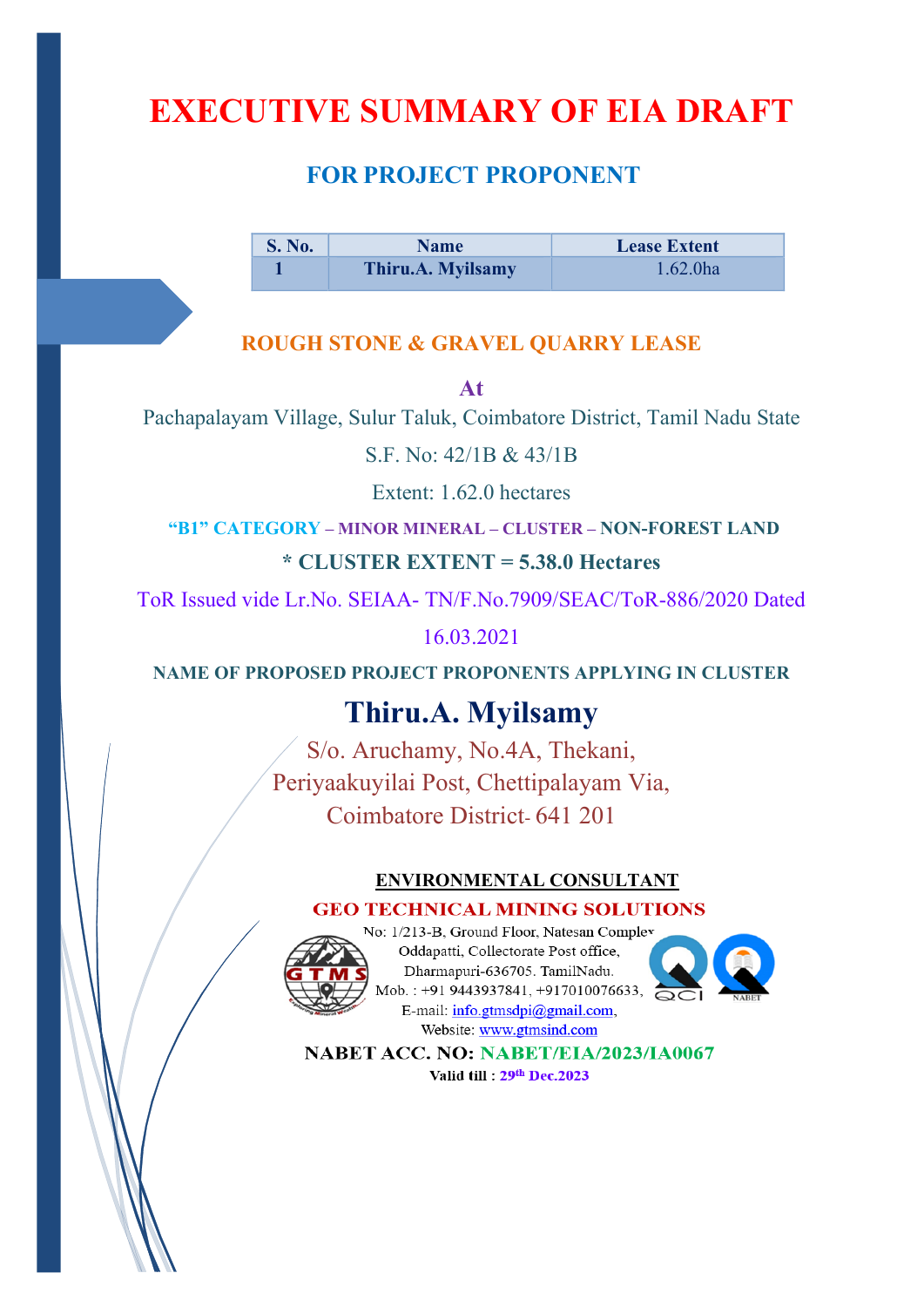# EXECUTIVE SUMMARY OF EIA DRAFT

## FOR PROJECT PROPONENT

| S. No. | Name | Lease Extent |
|---|---|---|
| 1 | Thiru.A. Myilsamy | 1.62.0ha |

### ROUGH STONE & GRAVEL QUARRY LEASE

**At**

Pachapalayam Village, Sulur Taluk, Coimbatore District, Tamil Nadu State

S.F. No: 42/1B & 43/1B

Extent: 1.62.0 hectares

**"B1" CATEGORY – MINOR MINERAL – CLUSTER – NON-FOREST LAND**

**\* CLUSTER EXTENT = 5.38.0 Hectares**

ToR Issued vide Lr.No. SEIAA- TN/F.No.7909/SEAC/ToR-886/2020 Dated 16.03.2021

**NAME OF PROPOSED PROJECT PROPONENTS APPLYING IN CLUSTER**

## Thiru.A. Myilsamy

S/o. Aruchamy, No.4A, Thekani,
Periyaakuyilai Post, Chettipalayam Via,
Coimbatore District- 641 201

**ENVIRONMENTAL CONSULTANT**

**GEO TECHNICAL MINING SOLUTIONS**

No: 1/213-B, Ground Floor, Natesan Complex
Oddapatti, Collectorate Post office,
Dharmapuri-636705. TamilNadu.
Mob. : +91 9443937841, +917010076633,
E-mail: info.gtmsdpi@gmail.com,
Website: www.gtmsind.com

**NABET ACC. NO: NABET/EIA/2023/IA0067**

**Valid till : 29th Dec.2023**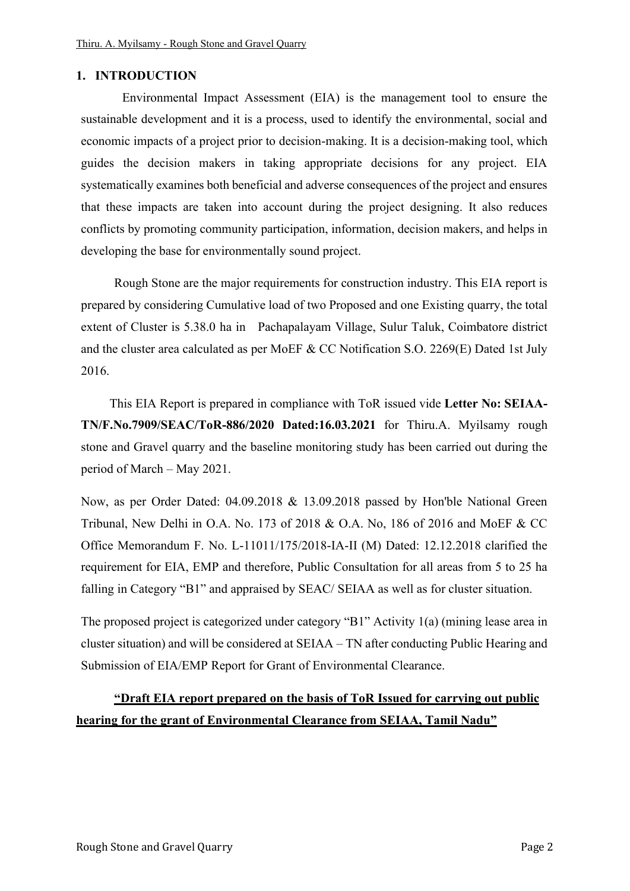# 1. INTRODUCTION

Environmental Impact Assessment (EIA) is the management tool to ensure the sustainable development and it is a process, used to identify the environmental, social and economic impacts of a project prior to decision-making. It is a decision-making tool, which guides the decision makers in taking appropriate decisions for any project. EIA systematically examines both beneficial and adverse consequences of the project and ensures that these impacts are taken into account during the project designing. It also reduces conflicts by promoting community participation, information, decision makers, and helps in developing the base for environmentally sound project.

Rough Stone are the major requirements for construction industry. This EIA report is prepared by considering Cumulative load of two Proposed and one Existing quarry, the total extent of Cluster is 5.38.0 ha in Pachapalayam Village, Sulur Taluk, Coimbatore district and the cluster area calculated as per MoEF & CC Notification S.O. 2269(E) Dated 1st July 2016.

This EIA Report is prepared in compliance with ToR issued vide **Letter No: SEIAA-TN/F.No.7909/SEAC/ToR-886/2020 Dated:16.03.2021** for Thiru.A. Myilsamy rough stone and Gravel quarry and the baseline monitoring study has been carried out during the period of March – May 2021.

Now, as per Order Dated: 04.09.2018 & 13.09.2018 passed by Hon'ble National Green Tribunal, New Delhi in O.A. No. 173 of 2018 & O.A. No, 186 of 2016 and MoEF & CC Office Memorandum F. No. L-11011/175/2018-IA-II (M) Dated: 12.12.2018 clarified the requirement for EIA, EMP and therefore, Public Consultation for all areas from 5 to 25 ha falling in Category "B1" and appraised by SEAC/ SEIAA as well as for cluster situation.

The proposed project is categorized under category "B1" Activity 1(a) (mining lease area in cluster situation) and will be considered at SEIAA – TN after conducting Public Hearing and Submission of EIA/EMP Report for Grant of Environmental Clearance.

**"Draft EIA report prepared on the basis of ToR Issued for carrying out public hearing for the grant of Environmental Clearance from SEIAA, Tamil Nadu"**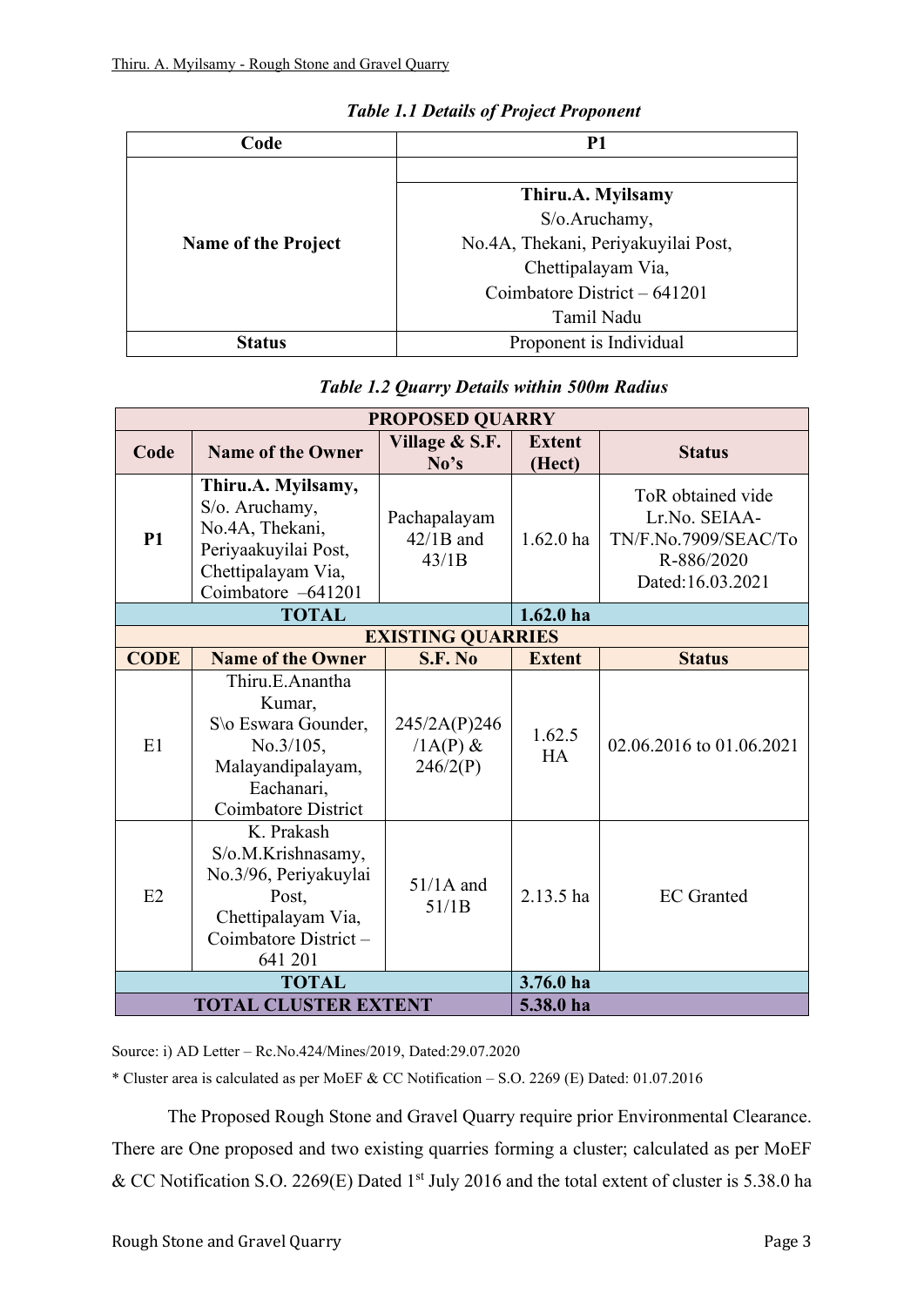*Table 1.1 Details of Project Proponent*

| Code | P1 |
|---|---|
| Name of the Project | **Thiru.A. Myilsamy**<br>S/o.Aruchamy,<br>No.4A, Thekani, Periyakuyilai Post,<br>Chettipalayam Via,<br>Coimbatore District – 641201<br>Tamil Nadu |
| Status | Proponent is Individual |

*Table 1.2 Quarry Details within 500m Radius*

| PROPOSED QUARRY | | | | |
|---|---|---|---|---|
| **Code** | **Name of the Owner** | **Village & S.F. No's** | **Extent (Hect)** | **Status** |
| P1 | **Thiru.A. Myilsamy,** S/o. Aruchamy, No.4A, Thekani, Periyaakuyilai Post, Chettipalayam Via, Coimbatore –641201 | Pachapalayam 42/1B and 43/1B | 1.62.0 ha | ToR obtained vide Lr.No. SEIAA-TN/F.No.7909/SEAC/ToR-886/2020 Dated:16.03.2021 |
| **TOTAL** | | | **1.62.0 ha** | |
| **EXISTING QUARRIES** | | | | |
| **CODE** | **Name of the Owner** | **S.F. No** | **Extent** | **Status** |
| E1 | Thiru.E.Anantha Kumar, S\o Eswara Gounder, No.3/105, Malayandipalayam, Eachanari, Coimbatore District | 245/2A(P)246 /1A(P) & 246/2(P) | 1.62.5 HA | 02.06.2016 to 01.06.2021 |
| E2 | K. Prakash S/o.M.Krishnasamy, No.3/96, Periyakuylai Post, Chettipalayam Via, Coimbatore District – 641 201 | 51/1A and 51/1B | 2.13.5 ha | EC Granted |
| **TOTAL** | | | **3.76.0 ha** | |
| **TOTAL CLUSTER EXTENT** | | | **5.38.0 ha** | |

Source: i) AD Letter – Rc.No.424/Mines/2019, Dated:29.07.2020

* Cluster area is calculated as per MoEF & CC Notification – S.O. 2269 (E) Dated: 01.07.2016

The Proposed Rough Stone and Gravel Quarry require prior Environmental Clearance. There are One proposed and two existing quarries forming a cluster; calculated as per MoEF & CC Notification S.O. 2269(E) Dated 1st July 2016 and the total extent of cluster is 5.38.0 ha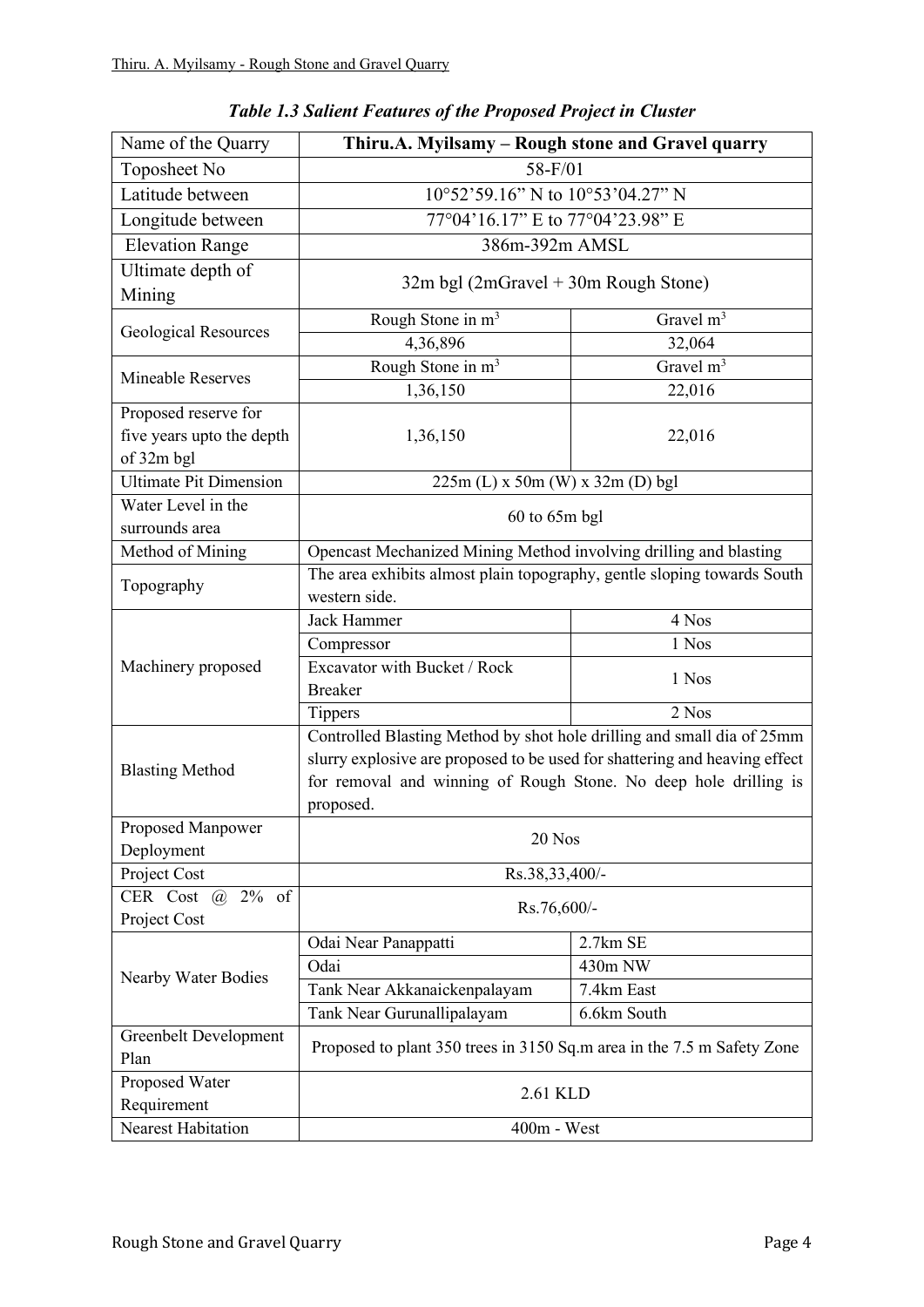***Table 1.3 Salient Features of the Proposed Project in Cluster***

| Name of the Quarry | **Thiru.A. Myilsamy – Rough stone and Gravel quarry** | |
|---|---|---|
| Toposheet No | 58-F/01 | |
| Latitude between | 10°52’59.16” N to 10°53’04.27” N | |
| Longitude between | 77°04’16.17” E to 77°04’23.98” E | |
| Elevation Range | 386m-392m AMSL | |
| Ultimate depth of Mining | 32m bgl (2mGravel + 30m Rough Stone) | |
| Geological Resources | Rough Stone in $m^3$ | Gravel $m^3$ |
| | 4,36,896 | 32,064 |
| Mineable Reserves | Rough Stone in $m^3$ | Gravel $m^3$ |
| | 1,36,150 | 22,016 |
| Proposed reserve for five years upto the depth of 32m bgl | 1,36,150 | 22,016 |
| Ultimate Pit Dimension | 225m (L) x 50m (W) x 32m (D) bgl | |
| Water Level in the surrounds area | 60 to 65m bgl | |
| Method of Mining | Opencast Mechanized Mining Method involving drilling and blasting | |
| Topography | The area exhibits almost plain topography, gentle sloping towards South western side. | |
| Machinery proposed | Jack Hammer | 4 Nos |
| | Compressor | 1 Nos |
| | Excavator with Bucket / Rock Breaker | 1 Nos |
| | Tippers | 2 Nos |
| Blasting Method | Controlled Blasting Method by shot hole drilling and small dia of 25mm slurry explosive are proposed to be used for shattering and heaving effect for removal and winning of Rough Stone. No deep hole drilling is proposed. | |
| Proposed Manpower Deployment | 20 Nos | |
| Project Cost | Rs.38,33,400/- | |
| CER Cost @ 2% of Project Cost | Rs.76,600/- | |
| Nearby Water Bodies | Odai Near Panappatti | 2.7km SE |
| | Odai | 430m NW |
| | Tank Near Akkanaickenpalayam | 7.4km East |
| | Tank Near Gurunallipalayam | 6.6km South |
| Greenbelt Development Plan | Proposed to plant 350 trees in 3150 Sq.m area in the 7.5 m Safety Zone | |
| Proposed Water Requirement | 2.61 KLD | |
| Nearest Habitation | 400m - West | |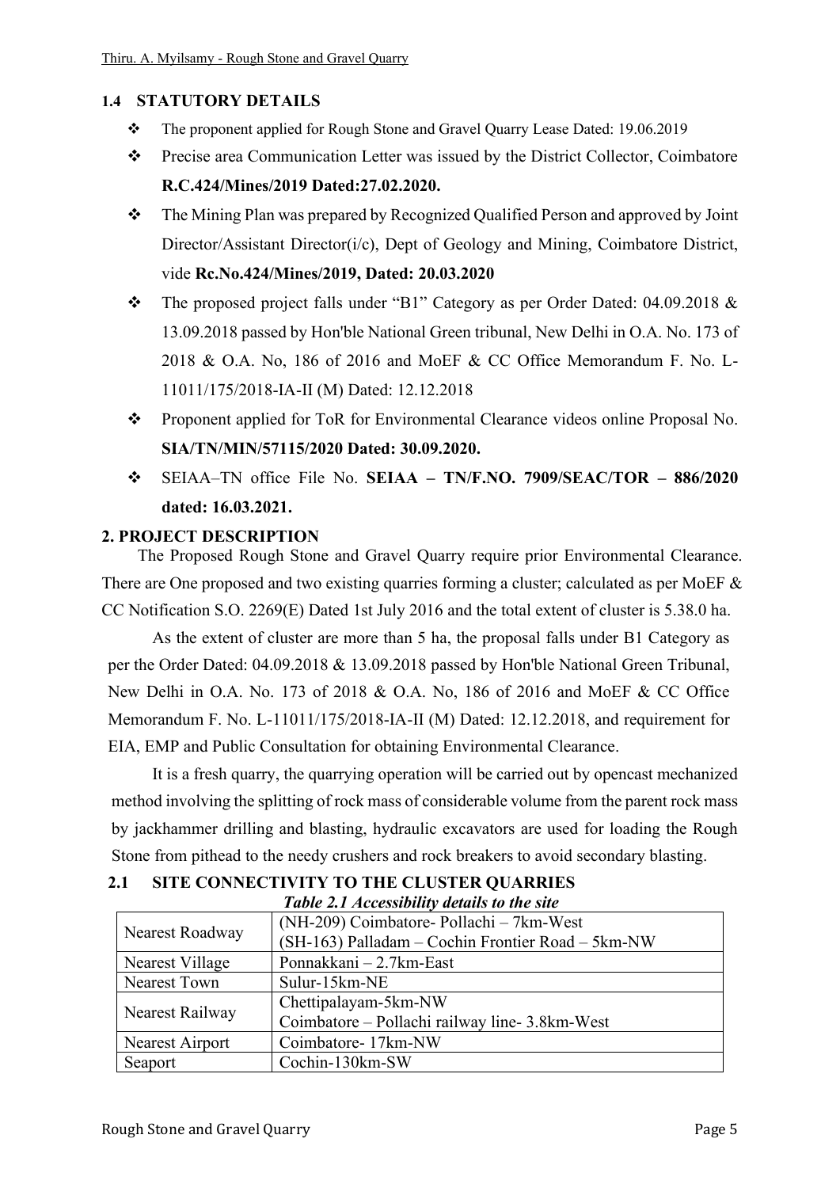## 1.4 STATUTORY DETAILS

- The proponent applied for Rough Stone and Gravel Quarry Lease Dated: 19.06.2019
- Precise area Communication Letter was issued by the District Collector, Coimbatore **R.C.424/Mines/2019 Dated:27.02.2020.**
- The Mining Plan was prepared by Recognized Qualified Person and approved by Joint Director/Assistant Director(i/c), Dept of Geology and Mining, Coimbatore District, vide **Rc.No.424/Mines/2019, Dated: 20.03.2020**
- The proposed project falls under "B1" Category as per Order Dated: 04.09.2018 & 13.09.2018 passed by Hon'ble National Green tribunal, New Delhi in O.A. No. 173 of 2018 & O.A. No, 186 of 2016 and MoEF & CC Office Memorandum F. No. L-11011/175/2018-IA-II (M) Dated: 12.12.2018
- Proponent applied for ToR for Environmental Clearance videos online Proposal No. **SIA/TN/MIN/57115/2020 Dated: 30.09.2020.**
- SEIAA–TN office File No. **SEIAA – TN/F.NO. 7909/SEAC/TOR – 886/2020 dated: 16.03.2021.**

## 2. PROJECT DESCRIPTION

The Proposed Rough Stone and Gravel Quarry require prior Environmental Clearance. There are One proposed and two existing quarries forming a cluster; calculated as per MoEF & CC Notification S.O. 2269(E) Dated 1st July 2016 and the total extent of cluster is 5.38.0 ha.

As the extent of cluster are more than 5 ha, the proposal falls under B1 Category as per the Order Dated: 04.09.2018 & 13.09.2018 passed by Hon'ble National Green Tribunal, New Delhi in O.A. No. 173 of 2018 & O.A. No, 186 of 2016 and MoEF & CC Office Memorandum F. No. L-11011/175/2018-IA-II (M) Dated: 12.12.2018, and requirement for EIA, EMP and Public Consultation for obtaining Environmental Clearance.

It is a fresh quarry, the quarrying operation will be carried out by opencast mechanized method involving the splitting of rock mass of considerable volume from the parent rock mass by jackhammer drilling and blasting, hydraulic excavators are used for loading the Rough Stone from pithead to the needy crushers and rock breakers to avoid secondary blasting.

### 2.1 SITE CONNECTIVITY TO THE CLUSTER QUARRIES

*Table 2.1 Accessibility details to the site*

| | |
|---|---|
| Nearest Roadway | (NH-209) Coimbatore- Pollachi – 7km-West<br>(SH-163) Palladam – Cochin Frontier Road – 5km-NW |
| Nearest Village | Ponnakkani – 2.7km-East |
| Nearest Town | Sulur-15km-NE |
| Nearest Railway | Chettipalayam-5km-NW<br>Coimbatore – Pollachi railway line- 3.8km-West |
| Nearest Airport | Coimbatore- 17km-NW |
| Seaport | Cochin-130km-SW |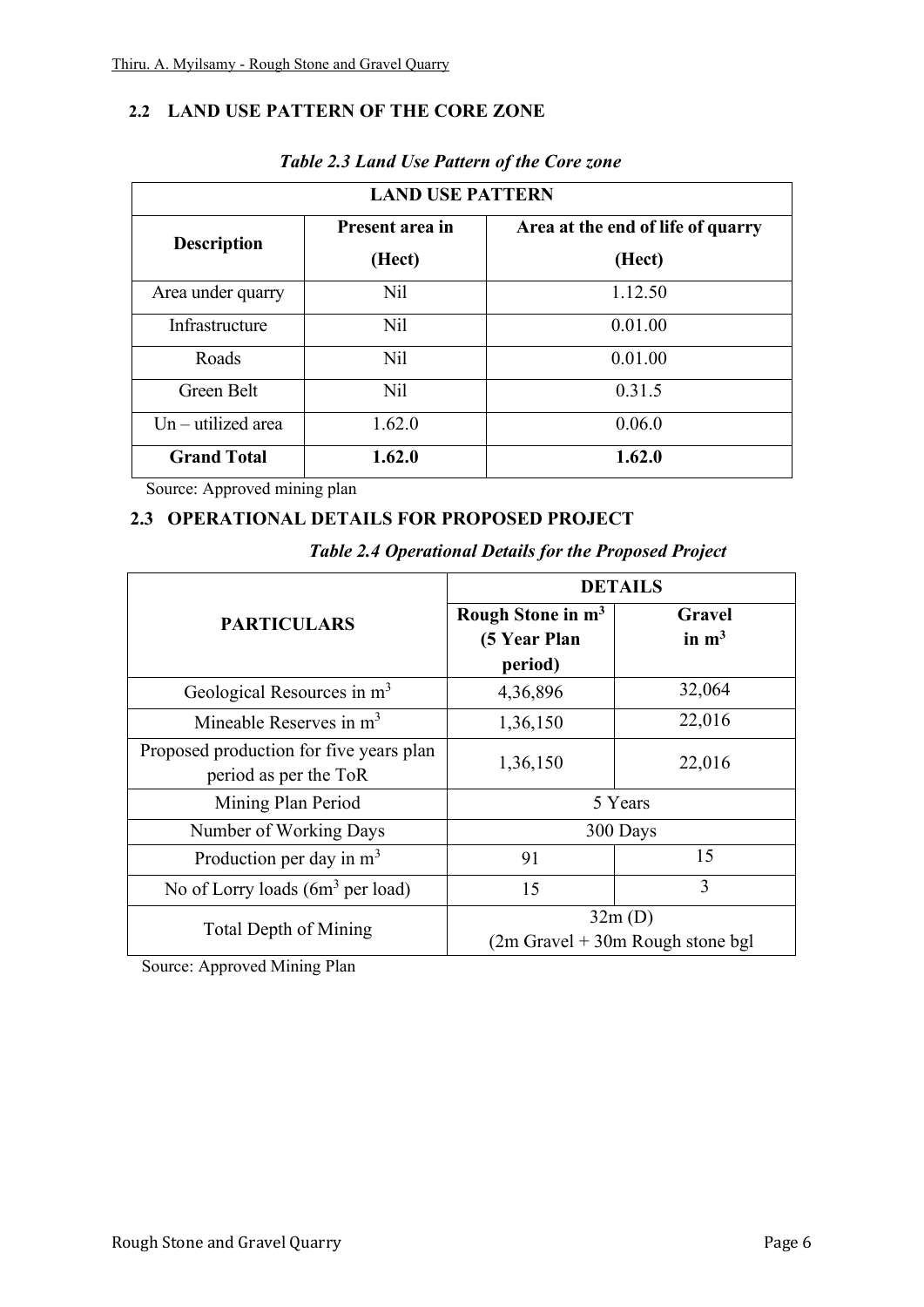## 2.2 LAND USE PATTERN OF THE CORE ZONE

*Table 2.3 Land Use Pattern of the Core zone*

| LAND USE PATTERN | | |
|---|---|---|
| **Description** | **Present area in (Hect)** | **Area at the end of life of quarry (Hect)** |
| Area under quarry | Nil | 1.12.50 |
| Infrastructure | Nil | 0.01.00 |
| Roads | Nil | 0.01.00 |
| Green Belt | Nil | 0.31.5 |
| Un – utilized area | 1.62.0 | 0.06.0 |
| **Grand Total** | **1.62.0** | **1.62.0** |

Source: Approved mining plan

## 2.3 OPERATIONAL DETAILS FOR PROPOSED PROJECT

*Table 2.4 Operational Details for the Proposed Project*

| **PARTICULARS** | **DETAILS** | |
|---|---|---|
| | **Rough Stone in $m^3$ (5 Year Plan period)** | **Gravel in $m^3$** |
| Geological Resources in $m^3$ | 4,36,896 | 32,064 |
| Mineable Reserves in $m^3$ | 1,36,150 | 22,016 |
| Proposed production for five years plan period as per the ToR | 1,36,150 | 22,016 |
| Mining Plan Period | 5 Years | |
| Number of Working Days | 300 Days | |
| Production per day in $m^3$ | 91 | 15 |
| No of Lorry loads ($6m^3$ per load) | 15 | 3 |
| Total Depth of Mining | 32m (D) (2m Gravel + 30m Rough stone bgl | |

Source: Approved Mining Plan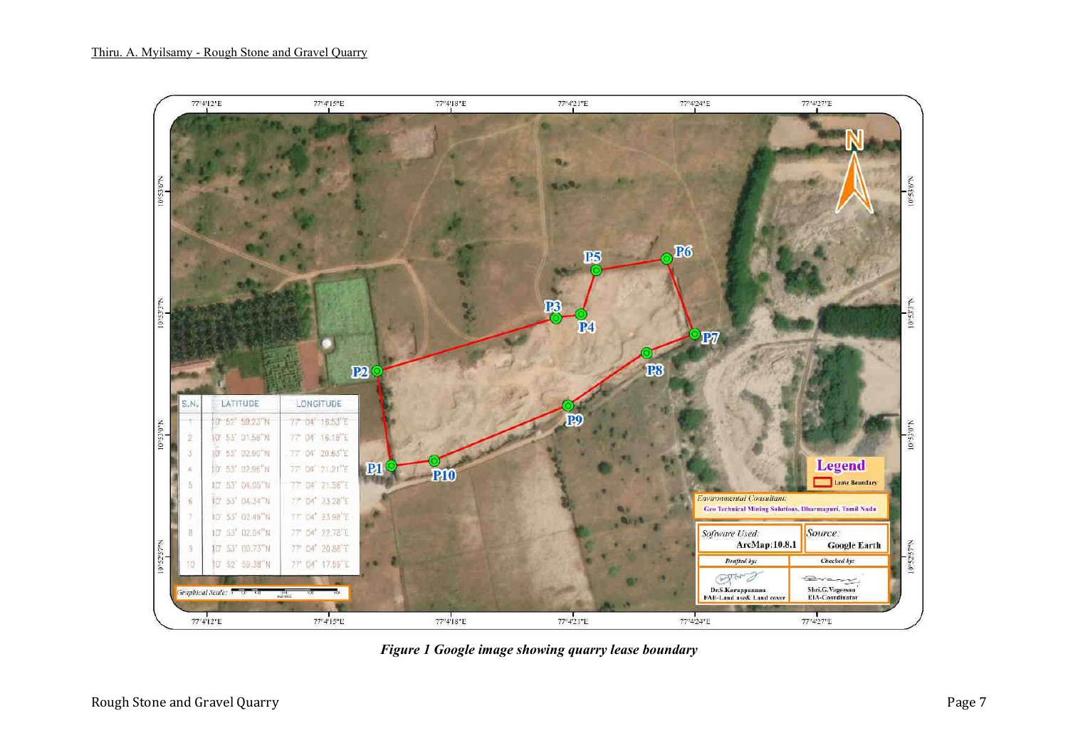| S.N. | LATITUDE | LONGITUDE |
|---|---|---|
| 1 | 10° 52' 59.23"N | 77° 04' 16.53"E |
| 2 | 10° 53' 01.56"N | 77° 04' 16.18"E |
| 3 | 10° 53' 02.90"N | 77° 04' 20.83"E |
| 4 | 10° 53' 02.96"N | 77° 04' 21.21"E |
| 5 | 10° 53' 04.05"N | 77° 04' 21.56"E |
| 6 | 10° 53' 04.34"N | 77° 04' 23.28"E |
| 7 | 10° 53' 02.49"N | 77° 04' 23.98"E |
| 8 | 10° 53' 02.04"N | 77° 04' 22.78"E |
| 9 | 10° 53' 00.73"N | 77° 04' 20.88"E |
| 10 | 10° 52' 59.38"N | 77° 04' 17.59"E |

*Figure 1 Google image showing quarry lease boundary*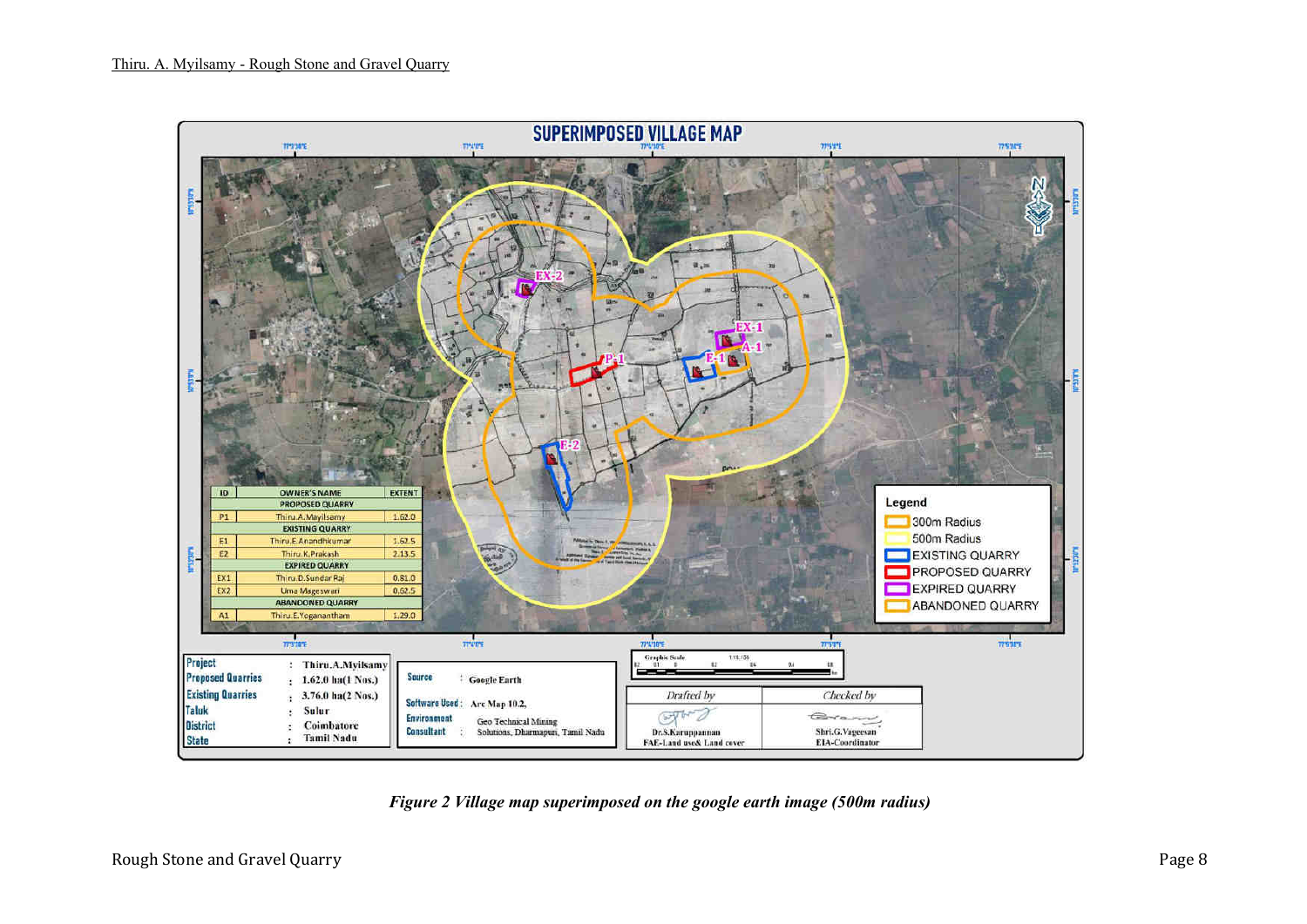**SUPERIMPOSED VILLAGE MAP**

| ID | OWNER'S NAME | EXTENT |
|---|---|---|
| | PROPOSED QUARRY | |
| P1 | Thiru.A.Myilsamy | 1.62.0 |
| | EXISTING QUARRY | |
| E1 | Thiru.E.Anandhkumar | 1.62.5 |
| E2 | Thiru.K.Prakash | 2.13.5 |
| | EXPIRED QUARRY | |
| EX1 | Thiru.D.Sundar Raj | 0.81.0 |
| EX2 | Uma Mageswari | 0.62.5 |
| | ABANDONED QUARRY | |
| A1 | Thiru.E.Yoganantham | 1.29.0 |

Legend: 300m Radius; 500m Radius; EXISTING QUARRY; PROPOSED QUARRY; EXPIRED QUARRY; ABANDONED QUARRY

| | | |
|---|---|---|
| Project | : | Thiru.A.Myilsamy |
| Proposed Quarries | : | 1.62.0 ha(1 Nos.) |
| Existing Quarries | : | 3.76.0 ha(2 Nos.) |
| Taluk | : | Sulur |
| District | : | Coimbatore |
| State | : | Tamil Nadu |

Source : Google Earth

Software Used : Arc Map 10.2,

Environment Consultant : Geo Technical Mining Solutions, Dharmapuri, Tamil Nadu

| Drafted by | Checked by |
|---|---|
| Dr.S.Karuppannan FAE-Land use& Land cover | Shri.G.Vageesan EIA-Coordinator |

*Figure 2 Village map superimposed on the google earth image (500m radius)*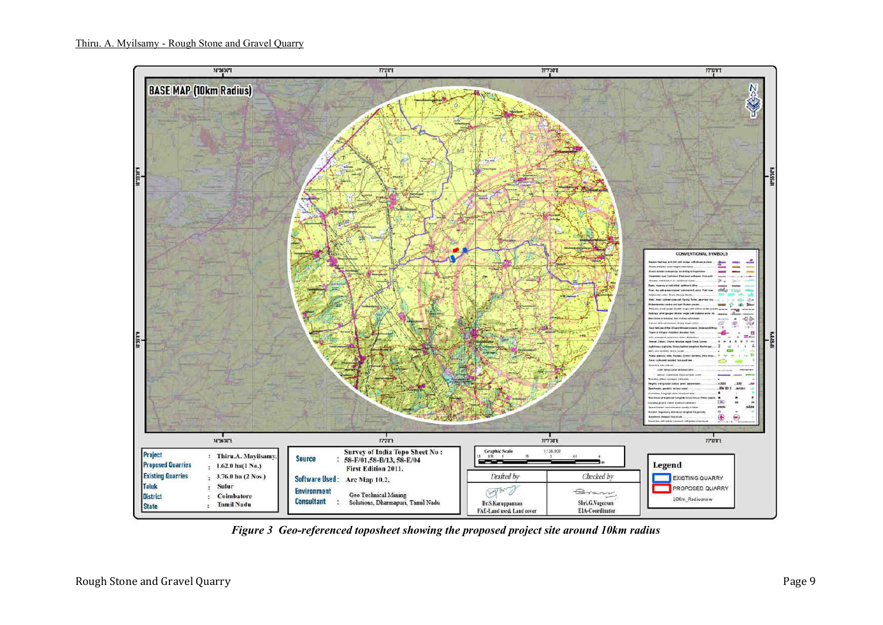**BASE MAP (10km Radius)**

| | | |
|---|---|---|
| Project | : | Thiru.A. Mayilsamy. |
| Proposed Quarries | : | 1.62.0 ha(1 No.) |
| Existing Quarries | : | 3.76.0 ha (2 Nos.) |
| Taluk | : | Sulur |
| District | : | Coimbatore |
| State | : | Tamil Nadu |

**Source** : Survey of India Topo Sheet No : 58-F/01,58-B/13, 58-E/04 First Edition 2011.

**Software Used** : Arc Map 10.2.

**Environment Consultant** : Geo Technical Mining Solutions, Dharmapuri, Tamil Nadu

| Drafted by | Checked by |
|---|---|
| Dr.S.Karuppannan FAE-Land use& Land cover | Shri.G.Vageesan EIA-Coordinator |

**Legend**

- EXISTING QUARRY
- PROPOSED QUARRY
- 10Km_Radiusnew

*Figure 3 Geo-referenced toposheet showing the proposed project site around 10km radius*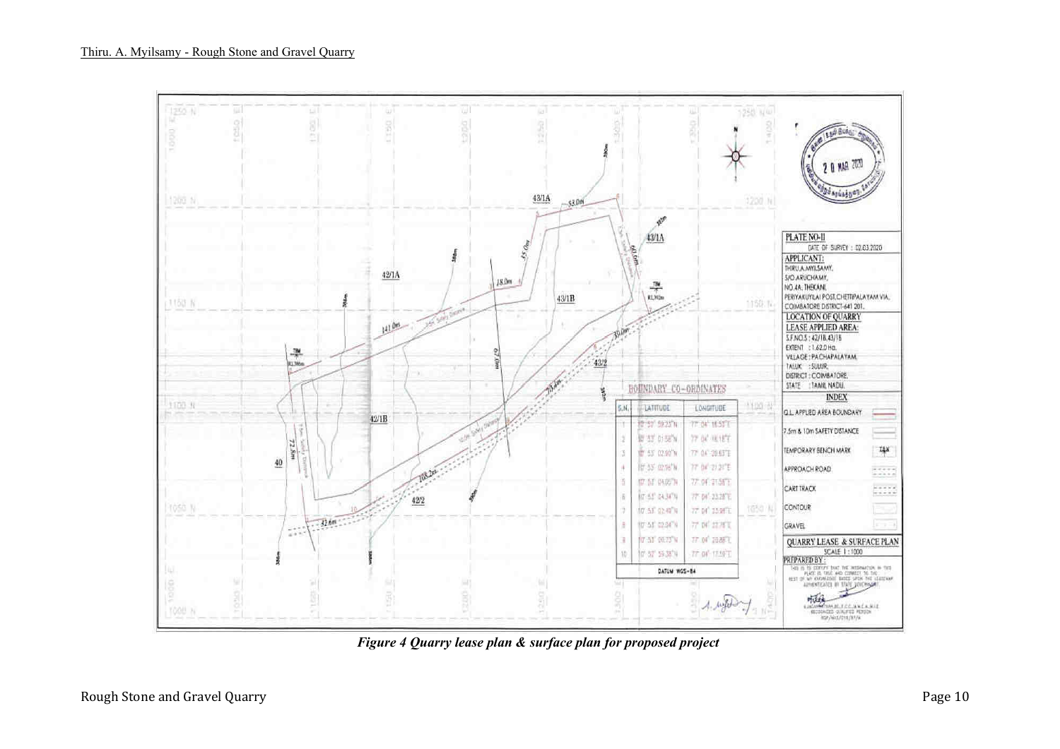*Figure 4 Quarry lease plan & surface plan for proposed project*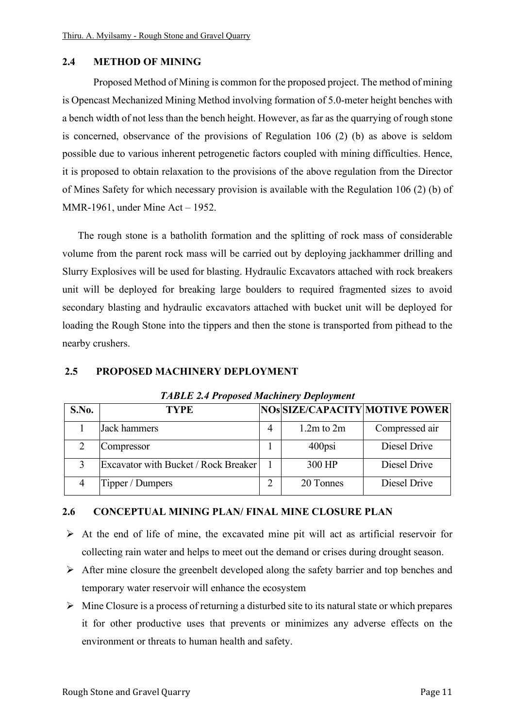## 2.4 METHOD OF MINING

Proposed Method of Mining is common for the proposed project. The method of mining is Opencast Mechanized Mining Method involving formation of 5.0-meter height benches with a bench width of not less than the bench height. However, as far as the quarrying of rough stone is concerned, observance of the provisions of Regulation 106 (2) (b) as above is seldom possible due to various inherent petrogenetic factors coupled with mining difficulties. Hence, it is proposed to obtain relaxation to the provisions of the above regulation from the Director of Mines Safety for which necessary provision is available with the Regulation 106 (2) (b) of MMR-1961, under Mine Act – 1952.

The rough stone is a batholith formation and the splitting of rock mass of considerable volume from the parent rock mass will be carried out by deploying jackhammer drilling and Slurry Explosives will be used for blasting. Hydraulic Excavators attached with rock breakers unit will be deployed for breaking large boulders to required fragmented sizes to avoid secondary blasting and hydraulic excavators attached with bucket unit will be deployed for loading the Rough Stone into the tippers and then the stone is transported from pithead to the nearby crushers.

## 2.5 PROPOSED MACHINERY DEPLOYMENT

***TABLE 2.4 Proposed Machinery Deployment***

| S.No. | TYPE | NOs | SIZE/CAPACITY | MOTIVE POWER |
|---|---|---|---|---|
| 1 | Jack hammers | 4 | 1.2m to 2m | Compressed air |
| 2 | Compressor | 1 | 400psi | Diesel Drive |
| 3 | Excavator with Bucket / Rock Breaker | 1 | 300 HP | Diesel Drive |
| 4 | Tipper / Dumpers | 2 | 20 Tonnes | Diesel Drive |

## 2.6 CONCEPTUAL MINING PLAN/ FINAL MINE CLOSURE PLAN

- At the end of life of mine, the excavated mine pit will act as artificial reservoir for collecting rain water and helps to meet out the demand or crises during drought season.
- After mine closure the greenbelt developed along the safety barrier and top benches and temporary water reservoir will enhance the ecosystem
- Mine Closure is a process of returning a disturbed site to its natural state or which prepares it for other productive uses that prevents or minimizes any adverse effects on the environment or threats to human health and safety.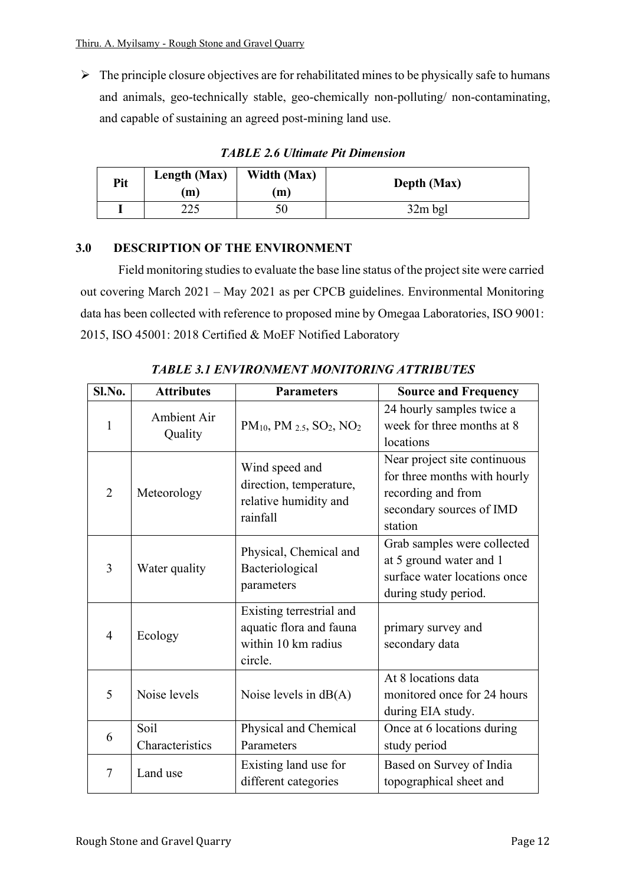- The principle closure objectives are for rehabilitated mines to be physically safe to humans and animals, geo-technically stable, geo-chemically non-polluting/ non-contaminating, and capable of sustaining an agreed post-mining land use.

***TABLE 2.6 Ultimate Pit Dimension***

| Pit | Length (Max) (m) | Width (Max) (m) | Depth (Max) |
|---|---|---|---|
| I | 225 | 50 | 32m bgl |

## 3.0 DESCRIPTION OF THE ENVIRONMENT

Field monitoring studies to evaluate the base line status of the project site were carried out covering March 2021 – May 2021 as per CPCB guidelines. Environmental Monitoring data has been collected with reference to proposed mine by Omegaa Laboratories, ISO 9001: 2015, ISO 45001: 2018 Certified & MoEF Notified Laboratory

***TABLE 3.1 ENVIRONMENT MONITORING ATTRIBUTES***

| Sl.No. | Attributes | Parameters | Source and Frequency |
|---|---|---|---|
| 1 | Ambient Air Quality | $PM_{10}$, $PM_{2.5}$, $SO_2$, $NO_2$ | 24 hourly samples twice a week for three months at 8 locations |
| 2 | Meteorology | Wind speed and direction, temperature, relative humidity and rainfall | Near project site continuous for three months with hourly recording and from secondary sources of IMD station |
| 3 | Water quality | Physical, Chemical and Bacteriological parameters | Grab samples were collected at 5 ground water and 1 surface water locations once during study period. |
| 4 | Ecology | Existing terrestrial and aquatic flora and fauna within 10 km radius circle. | primary survey and secondary data |
| 5 | Noise levels | Noise levels in dB(A) | At 8 locations data monitored once for 24 hours during EIA study. |
| 6 | Soil Characteristics | Physical and Chemical Parameters | Once at 6 locations during study period |
| 7 | Land use | Existing land use for different categories | Based on Survey of India topographical sheet and |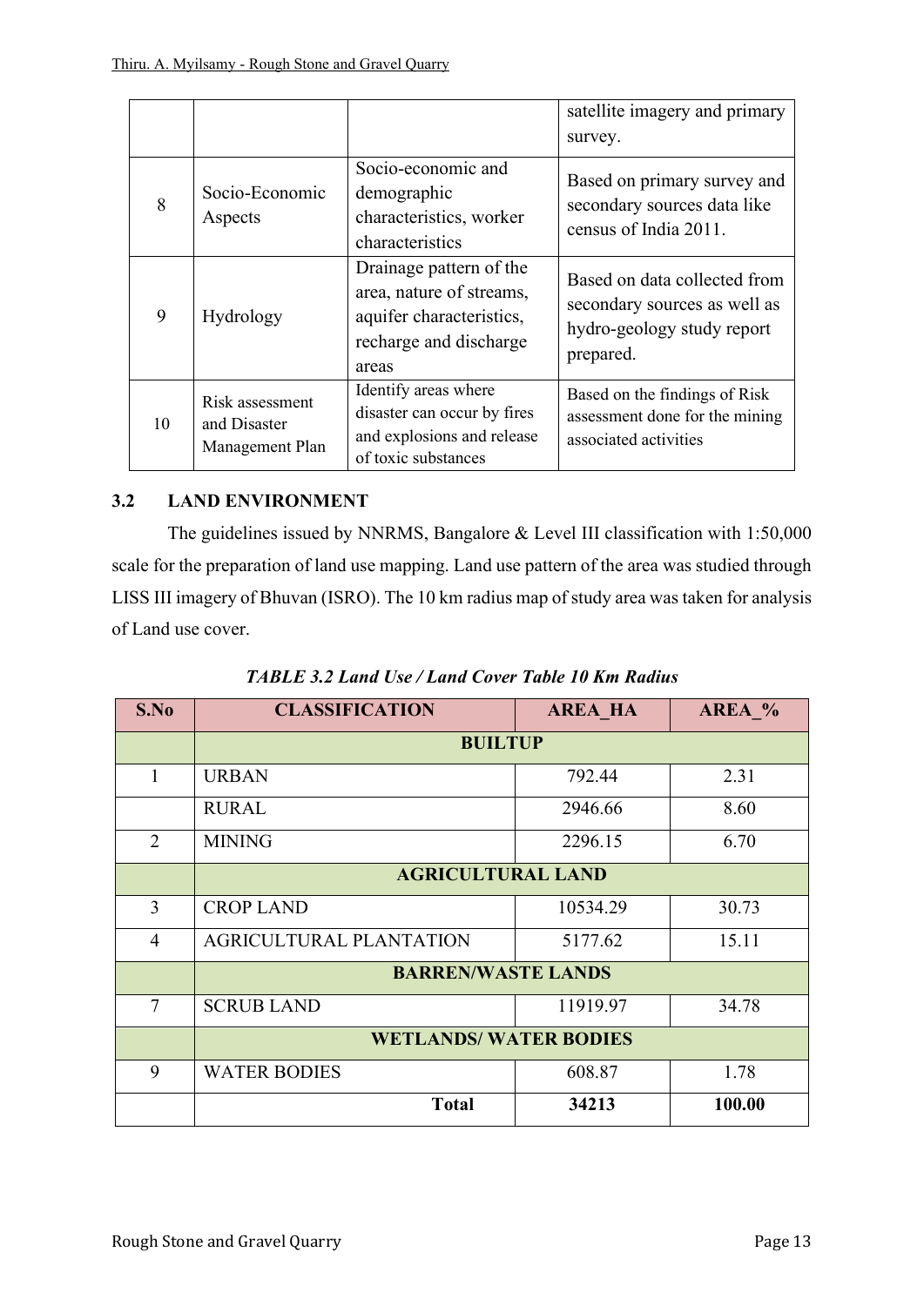| | | | satellite imagery and primary survey. |
|---|---|---|---|
| 8 | Socio-Economic Aspects | Socio-economic and demographic characteristics, worker characteristics | Based on primary survey and secondary sources data like census of India 2011. |
| 9 | Hydrology | Drainage pattern of the area, nature of streams, aquifer characteristics, recharge and discharge areas | Based on data collected from secondary sources as well as hydro-geology study report prepared. |
| 10 | Risk assessment and Disaster Management Plan | Identify areas where disaster can occur by fires and explosions and release of toxic substances | Based on the findings of Risk assessment done for the mining associated activities |

## 3.2 LAND ENVIRONMENT

The guidelines issued by NNRMS, Bangalore & Level III classification with 1:50,000 scale for the preparation of land use mapping. Land use pattern of the area was studied through LISS III imagery of Bhuvan (ISRO). The 10 km radius map of study area was taken for analysis of Land use cover.

***TABLE 3.2 Land Use / Land Cover Table 10 Km Radius***

| S.No | CLASSIFICATION | AREA_HA | AREA_% |
|---|---|---|---|
| | **BUILTUP** | | |
| 1 | URBAN | 792.44 | 2.31 |
| | RURAL | 2946.66 | 8.60 |
| 2 | MINING | 2296.15 | 6.70 |
| | **AGRICULTURAL LAND** | | |
| 3 | CROP LAND | 10534.29 | 30.73 |
| 4 | AGRICULTURAL PLANTATION | 5177.62 | 15.11 |
| | **BARREN/WASTE LANDS** | | |
| 7 | SCRUB LAND | 11919.97 | 34.78 |
| | **WETLANDS/ WATER BODIES** | | |
| 9 | WATER BODIES | 608.87 | 1.78 |
| | **Total** | **34213** | **100.00** |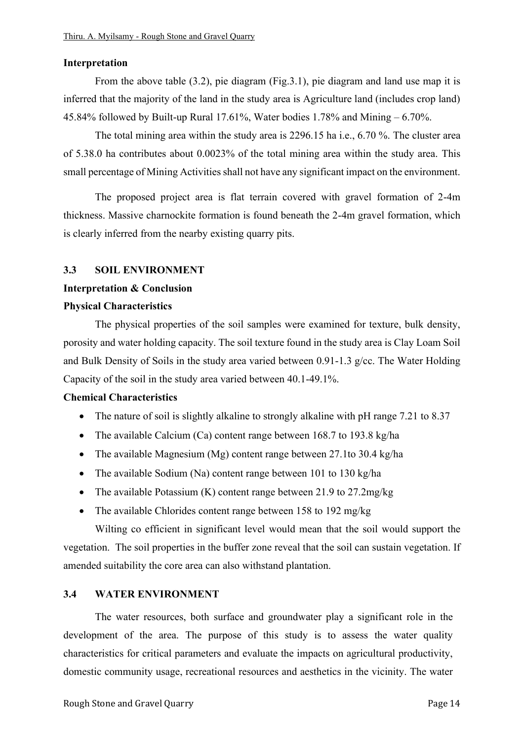**Interpretation**

From the above table (3.2), pie diagram (Fig.3.1), pie diagram and land use map it is inferred that the majority of the land in the study area is Agriculture land (includes crop land) 45.84% followed by Built-up Rural 17.61%, Water bodies 1.78% and Mining – 6.70%.

The total mining area within the study area is 2296.15 ha i.e., 6.70 %. The cluster area of 5.38.0 ha contributes about 0.0023% of the total mining area within the study area. This small percentage of Mining Activities shall not have any significant impact on the environment.

The proposed project area is flat terrain covered with gravel formation of 2-4m thickness. Massive charnockite formation is found beneath the 2-4m gravel formation, which is clearly inferred from the nearby existing quarry pits.

## 3.3 SOIL ENVIRONMENT

**Interpretation & Conclusion**

**Physical Characteristics**

The physical properties of the soil samples were examined for texture, bulk density, porosity and water holding capacity. The soil texture found in the study area is Clay Loam Soil and Bulk Density of Soils in the study area varied between 0.91-1.3 g/cc. The Water Holding Capacity of the soil in the study area varied between 40.1-49.1%.

**Chemical Characteristics**

- The nature of soil is slightly alkaline to strongly alkaline with pH range 7.21 to 8.37
- The available Calcium (Ca) content range between 168.7 to 193.8 kg/ha
- The available Magnesium (Mg) content range between 27.1to 30.4 kg/ha
- The available Sodium (Na) content range between 101 to 130 kg/ha
- The available Potassium (K) content range between 21.9 to 27.2mg/kg
- The available Chlorides content range between 158 to 192 mg/kg

Wilting co efficient in significant level would mean that the soil would support the vegetation. The soil properties in the buffer zone reveal that the soil can sustain vegetation. If amended suitability the core area can also withstand plantation.

## 3.4 WATER ENVIRONMENT

The water resources, both surface and groundwater play a significant role in the development of the area. The purpose of this study is to assess the water quality characteristics for critical parameters and evaluate the impacts on agricultural productivity, domestic community usage, recreational resources and aesthetics in the vicinity. The water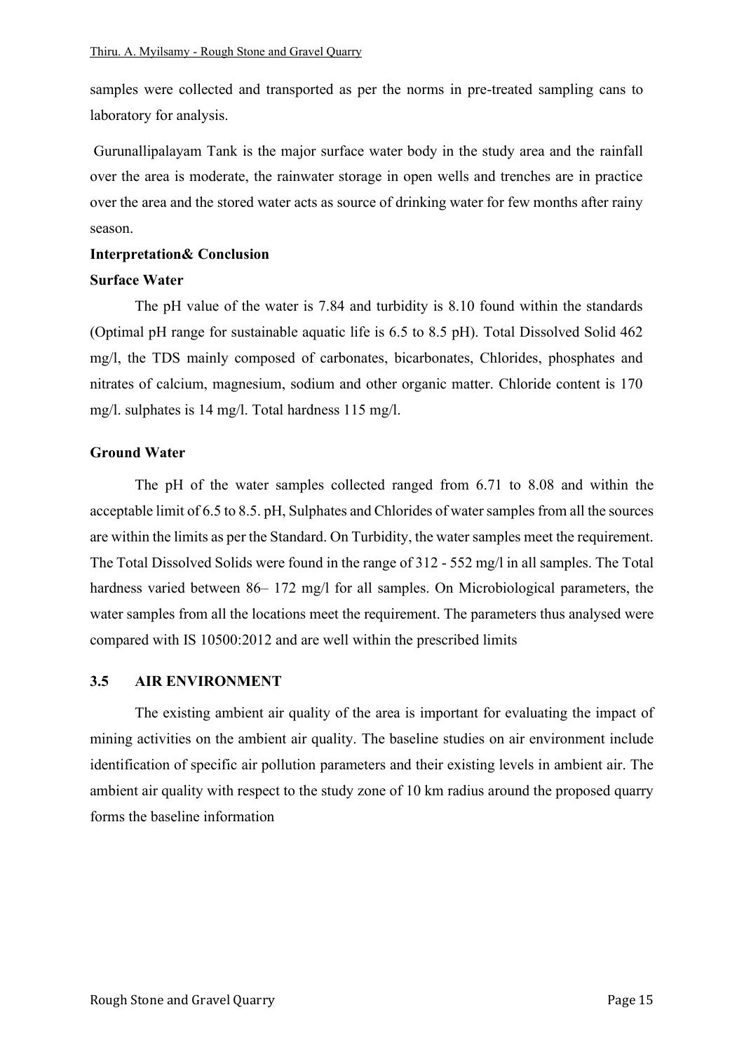samples were collected and transported as per the norms in pre-treated sampling cans to laboratory for analysis.

Gurunallipalayam Tank is the major surface water body in the study area and the rainfall over the area is moderate, the rainwater storage in open wells and trenches are in practice over the area and the stored water acts as source of drinking water for few months after rainy season.

**Interpretation& Conclusion**

**Surface Water**

The pH value of the water is 7.84 and turbidity is 8.10 found within the standards (Optimal pH range for sustainable aquatic life is 6.5 to 8.5 pH). Total Dissolved Solid 462 mg/l, the TDS mainly composed of carbonates, bicarbonates, Chlorides, phosphates and nitrates of calcium, magnesium, sodium and other organic matter. Chloride content is 170 mg/l. sulphates is 14 mg/l. Total hardness 115 mg/l.

**Ground Water**

The pH of the water samples collected ranged from 6.71 to 8.08 and within the acceptable limit of 6.5 to 8.5. pH, Sulphates and Chlorides of water samples from all the sources are within the limits as per the Standard. On Turbidity, the water samples meet the requirement. The Total Dissolved Solids were found in the range of 312 - 552 mg/l in all samples. The Total hardness varied between 86– 172 mg/l for all samples. On Microbiological parameters, the water samples from all the locations meet the requirement. The parameters thus analysed were compared with IS 10500:2012 and are well within the prescribed limits

## 3.5 AIR ENVIRONMENT

The existing ambient air quality of the area is important for evaluating the impact of mining activities on the ambient air quality. The baseline studies on air environment include identification of specific air pollution parameters and their existing levels in ambient air. The ambient air quality with respect to the study zone of 10 km radius around the proposed quarry forms the baseline information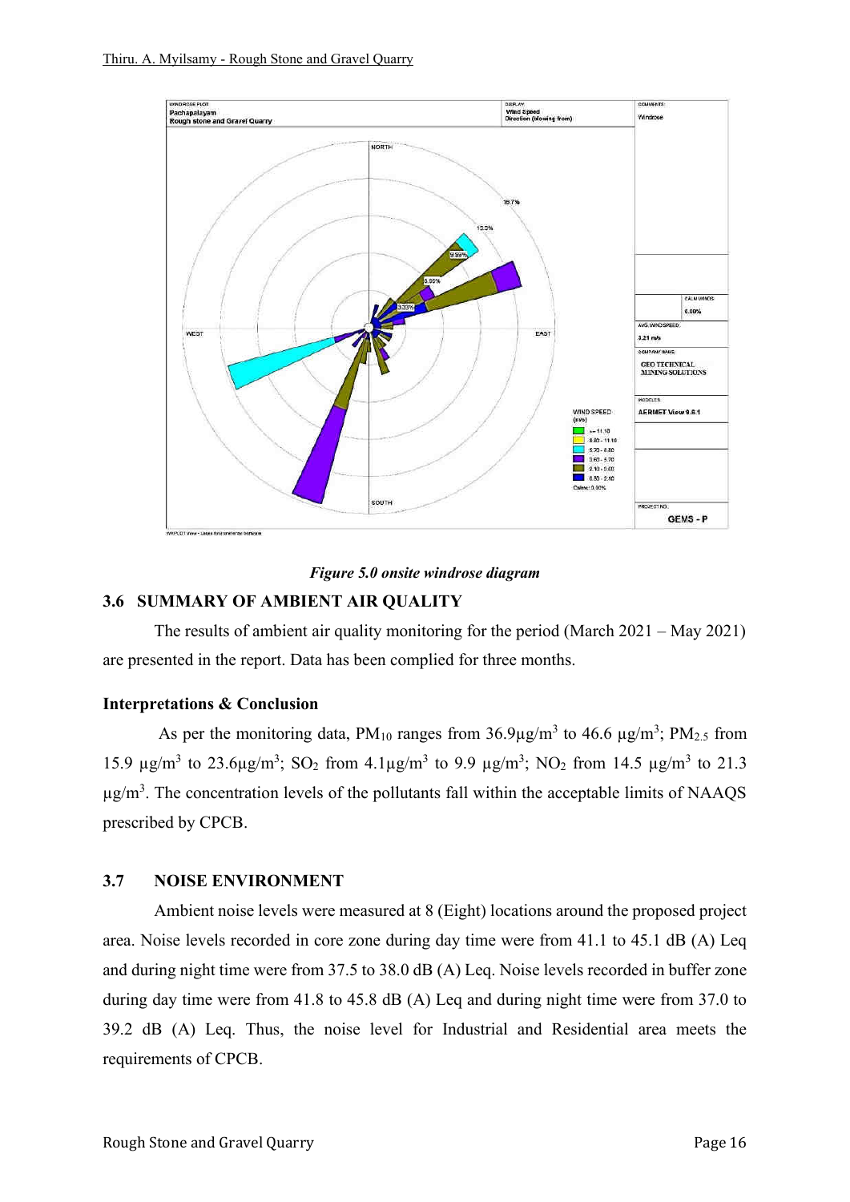*Figure 5.0 onsite windrose diagram*

## 3.6 SUMMARY OF AMBIENT AIR QUALITY

The results of ambient air quality monitoring for the period (March 2021 – May 2021) are presented in the report. Data has been complied for three months.

### Interpretations & Conclusion

As per the monitoring data, $PM_{10}$ ranges from 36.9µg/m$^3$ to 46.6 µg/m$^3$; $PM_{2.5}$ from 15.9 µg/m$^3$ to 23.6µg/m$^3$; $SO_2$ from 4.1µg/m$^3$ to 9.9 µg/m$^3$; $NO_2$ from 14.5 µg/m$^3$ to 21.3 µg/m$^3$. The concentration levels of the pollutants fall within the acceptable limits of NAAQS prescribed by CPCB.

## 3.7 NOISE ENVIRONMENT

Ambient noise levels were measured at 8 (Eight) locations around the proposed project area. Noise levels recorded in core zone during day time were from 41.1 to 45.1 dB (A) Leq and during night time were from 37.5 to 38.0 dB (A) Leq. Noise levels recorded in buffer zone during day time were from 41.8 to 45.8 dB (A) Leq and during night time were from 37.0 to 39.2 dB (A) Leq. Thus, the noise level for Industrial and Residential area meets the requirements of CPCB.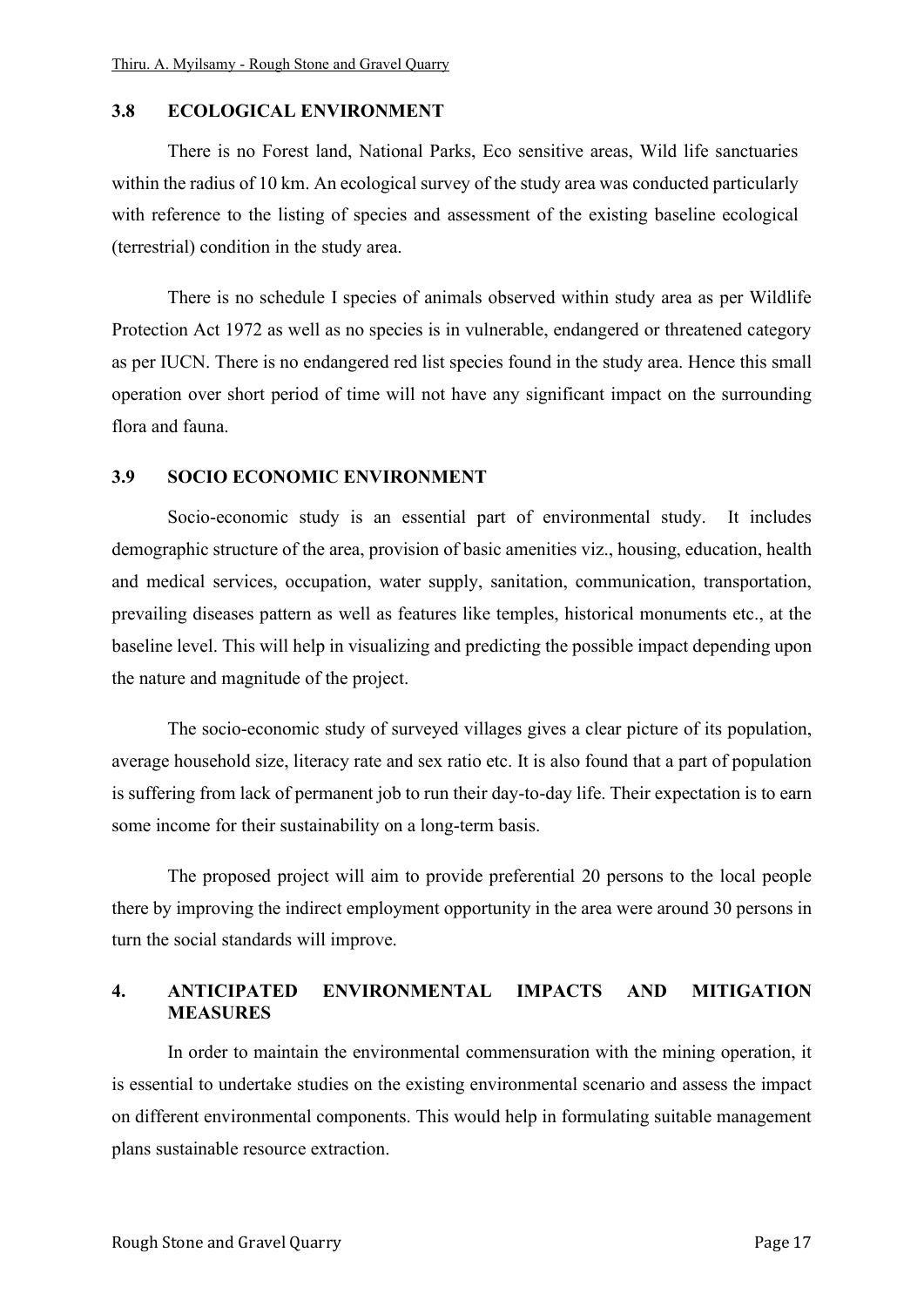## 3.8 ECOLOGICAL ENVIRONMENT

There is no Forest land, National Parks, Eco sensitive areas, Wild life sanctuaries within the radius of 10 km. An ecological survey of the study area was conducted particularly with reference to the listing of species and assessment of the existing baseline ecological (terrestrial) condition in the study area.

There is no schedule I species of animals observed within study area as per Wildlife Protection Act 1972 as well as no species is in vulnerable, endangered or threatened category as per IUCN. There is no endangered red list species found in the study area. Hence this small operation over short period of time will not have any significant impact on the surrounding flora and fauna.

## 3.9 SOCIO ECONOMIC ENVIRONMENT

Socio-economic study is an essential part of environmental study. It includes demographic structure of the area, provision of basic amenities viz., housing, education, health and medical services, occupation, water supply, sanitation, communication, transportation, prevailing diseases pattern as well as features like temples, historical monuments etc., at the baseline level. This will help in visualizing and predicting the possible impact depending upon the nature and magnitude of the project.

The socio-economic study of surveyed villages gives a clear picture of its population, average household size, literacy rate and sex ratio etc. It is also found that a part of population is suffering from lack of permanent job to run their day-to-day life. Their expectation is to earn some income for their sustainability on a long-term basis.

The proposed project will aim to provide preferential 20 persons to the local people there by improving the indirect employment opportunity in the area were around 30 persons in turn the social standards will improve.

# 4. ANTICIPATED ENVIRONMENTAL IMPACTS AND MITIGATION MEASURES

In order to maintain the environmental commensuration with the mining operation, it is essential to undertake studies on the existing environmental scenario and assess the impact on different environmental components. This would help in formulating suitable management plans sustainable resource extraction.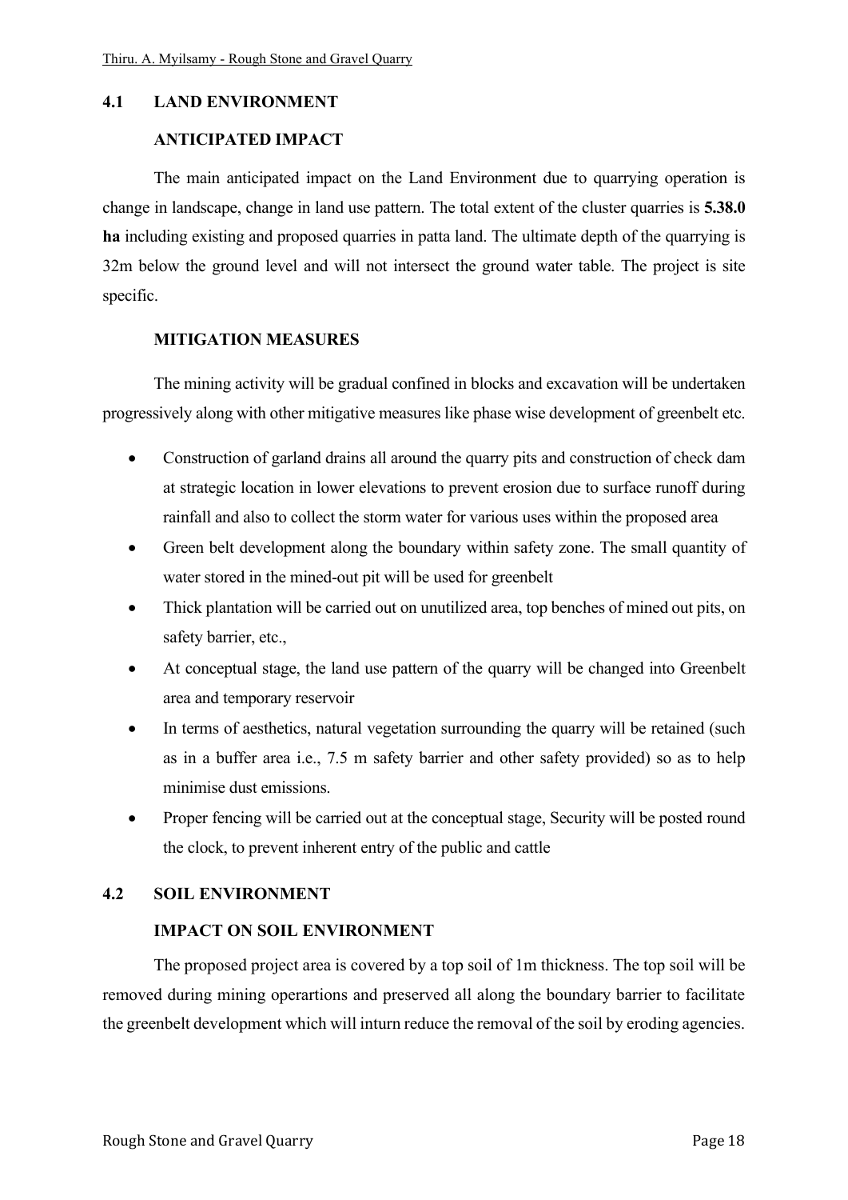## 4.1 LAND ENVIRONMENT

### ANTICIPATED IMPACT

The main anticipated impact on the Land Environment due to quarrying operation is change in landscape, change in land use pattern. The total extent of the cluster quarries is **5.38.0 ha** including existing and proposed quarries in patta land. The ultimate depth of the quarrying is 32m below the ground level and will not intersect the ground water table. The project is site specific.

### MITIGATION MEASURES

The mining activity will be gradual confined in blocks and excavation will be undertaken progressively along with other mitigative measures like phase wise development of greenbelt etc.

- Construction of garland drains all around the quarry pits and construction of check dam at strategic location in lower elevations to prevent erosion due to surface runoff during rainfall and also to collect the storm water for various uses within the proposed area
- Green belt development along the boundary within safety zone. The small quantity of water stored in the mined-out pit will be used for greenbelt
- Thick plantation will be carried out on unutilized area, top benches of mined out pits, on safety barrier, etc.,
- At conceptual stage, the land use pattern of the quarry will be changed into Greenbelt area and temporary reservoir
- In terms of aesthetics, natural vegetation surrounding the quarry will be retained (such as in a buffer area i.e., 7.5 m safety barrier and other safety provided) so as to help minimise dust emissions.
- Proper fencing will be carried out at the conceptual stage, Security will be posted round the clock, to prevent inherent entry of the public and cattle

## 4.2 SOIL ENVIRONMENT

### IMPACT ON SOIL ENVIRONMENT

The proposed project area is covered by a top soil of 1m thickness. The top soil will be removed during mining operartions and preserved all along the boundary barrier to facilitate the greenbelt development which will inturn reduce the removal of the soil by eroding agencies.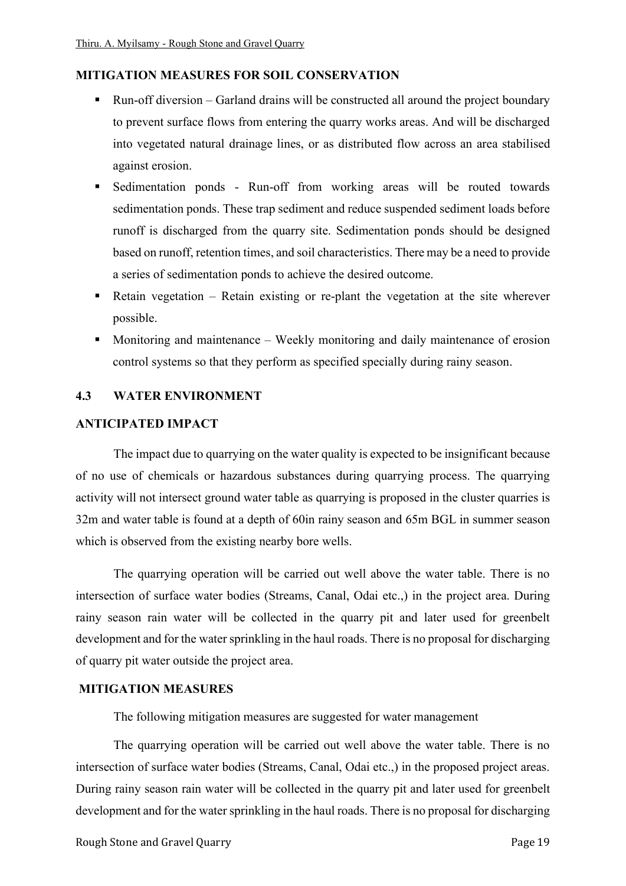### MITIGATION MEASURES FOR SOIL CONSERVATION

- Run-off diversion – Garland drains will be constructed all around the project boundary to prevent surface flows from entering the quarry works areas. And will be discharged into vegetated natural drainage lines, or as distributed flow across an area stabilised against erosion.
- Sedimentation ponds - Run-off from working areas will be routed towards sedimentation ponds. These trap sediment and reduce suspended sediment loads before runoff is discharged from the quarry site. Sedimentation ponds should be designed based on runoff, retention times, and soil characteristics. There may be a need to provide a series of sedimentation ponds to achieve the desired outcome.
- Retain vegetation – Retain existing or re-plant the vegetation at the site wherever possible.
- Monitoring and maintenance – Weekly monitoring and daily maintenance of erosion control systems so that they perform as specified specially during rainy season.

## 4.3 WATER ENVIRONMENT

### ANTICIPATED IMPACT

The impact due to quarrying on the water quality is expected to be insignificant because of no use of chemicals or hazardous substances during quarrying process. The quarrying activity will not intersect ground water table as quarrying is proposed in the cluster quarries is 32m and water table is found at a depth of 60in rainy season and 65m BGL in summer season which is observed from the existing nearby bore wells.

The quarrying operation will be carried out well above the water table. There is no intersection of surface water bodies (Streams, Canal, Odai etc.,) in the project area. During rainy season rain water will be collected in the quarry pit and later used for greenbelt development and for the water sprinkling in the haul roads. There is no proposal for discharging of quarry pit water outside the project area.

### MITIGATION MEASURES

The following mitigation measures are suggested for water management

The quarrying operation will be carried out well above the water table. There is no intersection of surface water bodies (Streams, Canal, Odai etc.,) in the proposed project areas. During rainy season rain water will be collected in the quarry pit and later used for greenbelt development and for the water sprinkling in the haul roads. There is no proposal for discharging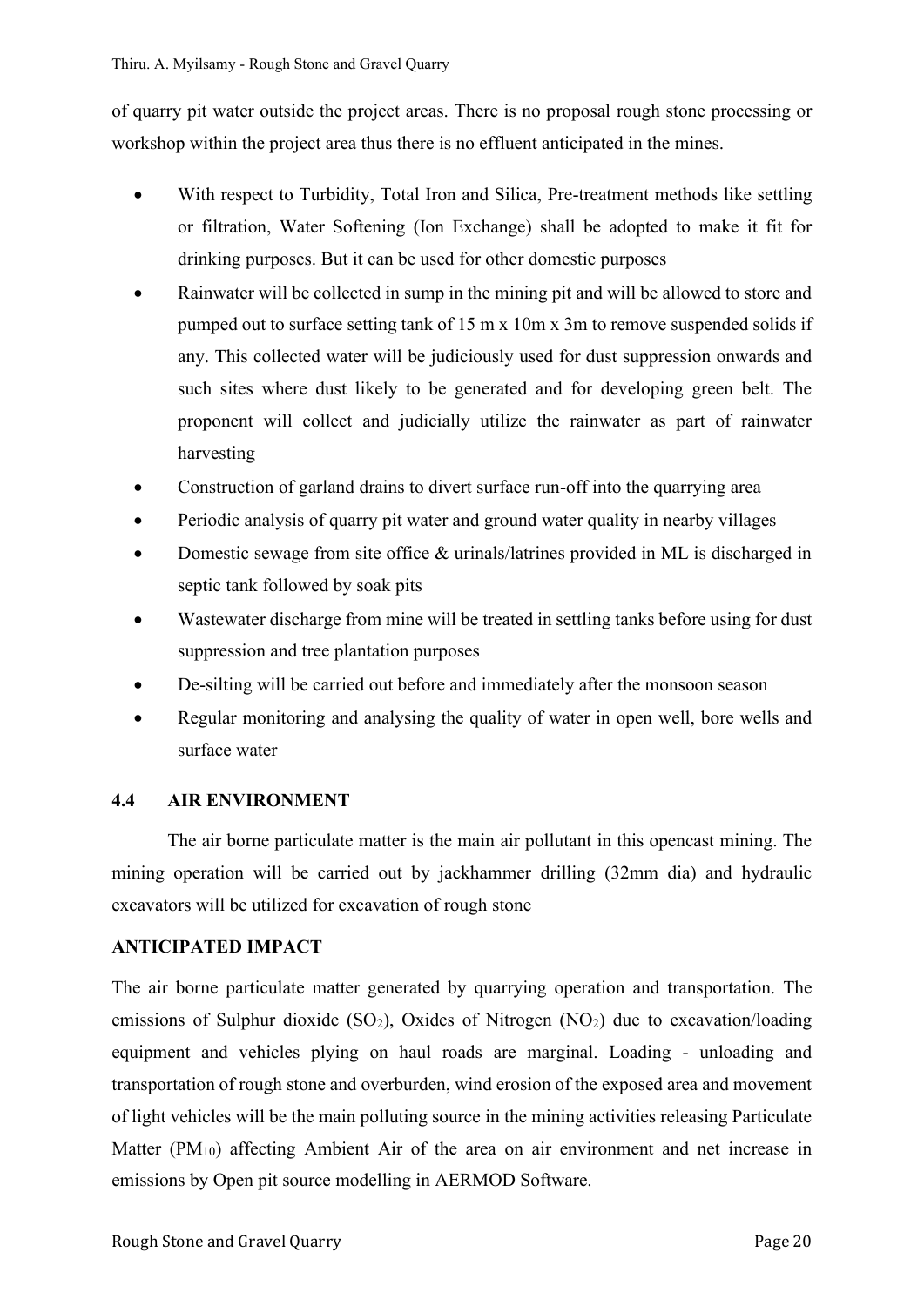of quarry pit water outside the project areas. There is no proposal rough stone processing or workshop within the project area thus there is no effluent anticipated in the mines.

- With respect to Turbidity, Total Iron and Silica, Pre-treatment methods like settling or filtration, Water Softening (Ion Exchange) shall be adopted to make it fit for drinking purposes. But it can be used for other domestic purposes
- Rainwater will be collected in sump in the mining pit and will be allowed to store and pumped out to surface setting tank of 15 m x 10m x 3m to remove suspended solids if any. This collected water will be judiciously used for dust suppression onwards and such sites where dust likely to be generated and for developing green belt. The proponent will collect and judicially utilize the rainwater as part of rainwater harvesting
- Construction of garland drains to divert surface run-off into the quarrying area
- Periodic analysis of quarry pit water and ground water quality in nearby villages
- Domestic sewage from site office & urinals/latrines provided in ML is discharged in septic tank followed by soak pits
- Wastewater discharge from mine will be treated in settling tanks before using for dust suppression and tree plantation purposes
- De-silting will be carried out before and immediately after the monsoon season
- Regular monitoring and analysing the quality of water in open well, bore wells and surface water

## 4.4 AIR ENVIRONMENT

The air borne particulate matter is the main air pollutant in this opencast mining. The mining operation will be carried out by jackhammer drilling (32mm dia) and hydraulic excavators will be utilized for excavation of rough stone

**ANTICIPATED IMPACT**

The air borne particulate matter generated by quarrying operation and transportation. The emissions of Sulphur dioxide ($SO_2$), Oxides of Nitrogen ($NO_2$) due to excavation/loading equipment and vehicles plying on haul roads are marginal. Loading - unloading and transportation of rough stone and overburden, wind erosion of the exposed area and movement of light vehicles will be the main polluting source in the mining activities releasing Particulate Matter ($PM_{10}$) affecting Ambient Air of the area on air environment and net increase in emissions by Open pit source modelling in AERMOD Software.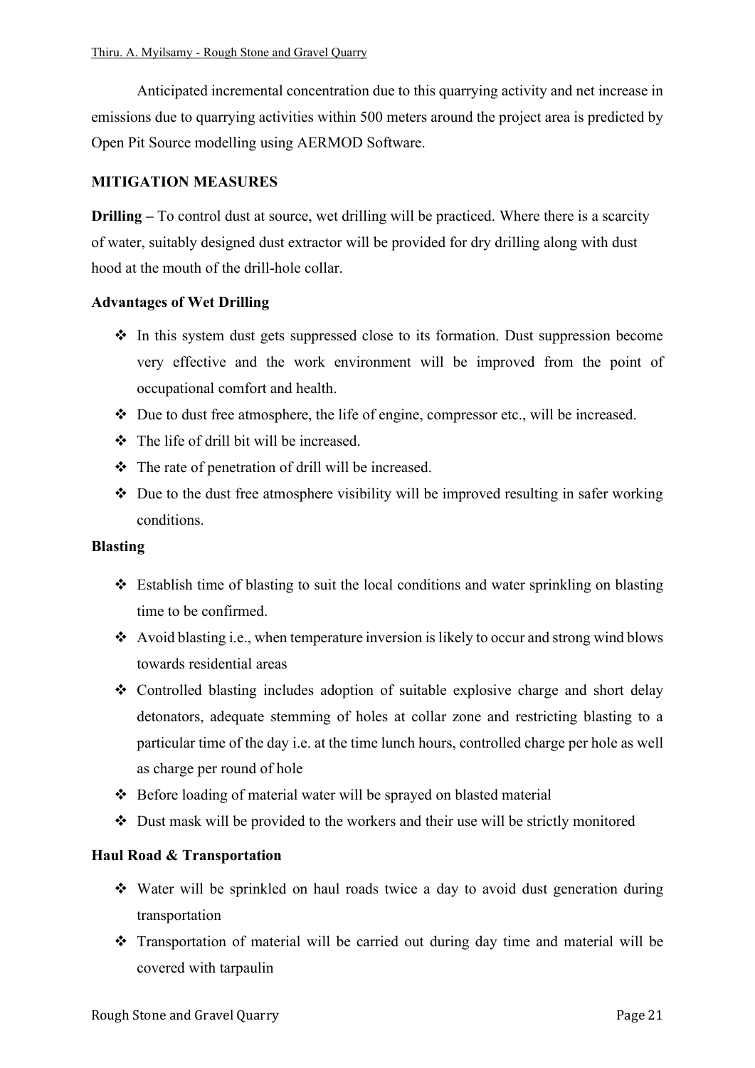Anticipated incremental concentration due to this quarrying activity and net increase in emissions due to quarrying activities within 500 meters around the project area is predicted by Open Pit Source modelling using AERMOD Software.

**MITIGATION MEASURES**

**Drilling –** To control dust at source, wet drilling will be practiced. Where there is a scarcity of water, suitably designed dust extractor will be provided for dry drilling along with dust hood at the mouth of the drill-hole collar.

**Advantages of Wet Drilling**

- In this system dust gets suppressed close to its formation. Dust suppression become very effective and the work environment will be improved from the point of occupational comfort and health.
- Due to dust free atmosphere, the life of engine, compressor etc., will be increased.
- The life of drill bit will be increased.
- The rate of penetration of drill will be increased.
- Due to the dust free atmosphere visibility will be improved resulting in safer working conditions.

**Blasting**

- Establish time of blasting to suit the local conditions and water sprinkling on blasting time to be confirmed.
- Avoid blasting i.e., when temperature inversion is likely to occur and strong wind blows towards residential areas
- Controlled blasting includes adoption of suitable explosive charge and short delay detonators, adequate stemming of holes at collar zone and restricting blasting to a particular time of the day i.e. at the time lunch hours, controlled charge per hole as well as charge per round of hole
- Before loading of material water will be sprayed on blasted material
- Dust mask will be provided to the workers and their use will be strictly monitored

**Haul Road & Transportation**

- Water will be sprinkled on haul roads twice a day to avoid dust generation during transportation
- Transportation of material will be carried out during day time and material will be covered with tarpaulin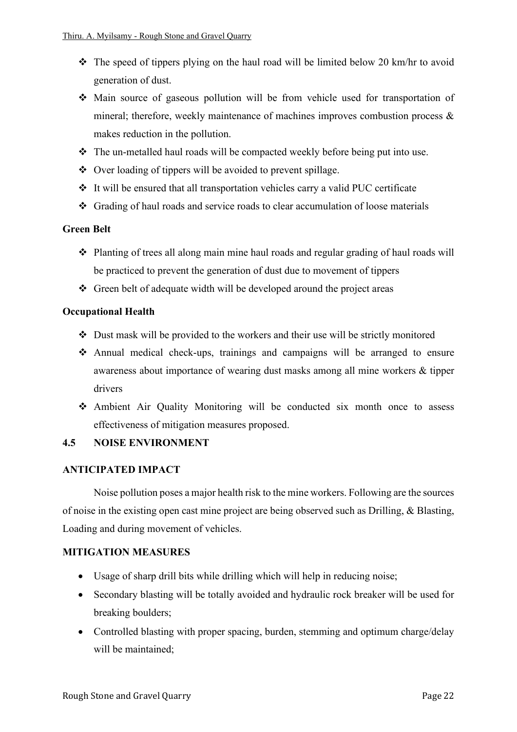- The speed of tippers plying on the haul road will be limited below 20 km/hr to avoid generation of dust.
- Main source of gaseous pollution will be from vehicle used for transportation of mineral; therefore, weekly maintenance of machines improves combustion process & makes reduction in the pollution.
- The un-metalled haul roads will be compacted weekly before being put into use.
- Over loading of tippers will be avoided to prevent spillage.
- It will be ensured that all transportation vehicles carry a valid PUC certificate
- Grading of haul roads and service roads to clear accumulation of loose materials

**Green Belt**

- Planting of trees all along main mine haul roads and regular grading of haul roads will be practiced to prevent the generation of dust due to movement of tippers
- Green belt of adequate width will be developed around the project areas

**Occupational Health**

- Dust mask will be provided to the workers and their use will be strictly monitored
- Annual medical check-ups, trainings and campaigns will be arranged to ensure awareness about importance of wearing dust masks among all mine workers & tipper drivers
- Ambient Air Quality Monitoring will be conducted six month once to assess effectiveness of mitigation measures proposed.

## 4.5 NOISE ENVIRONMENT

### ANTICIPATED IMPACT

Noise pollution poses a major health risk to the mine workers. Following are the sources of noise in the existing open cast mine project are being observed such as Drilling, & Blasting, Loading and during movement of vehicles.

### MITIGATION MEASURES

- Usage of sharp drill bits while drilling which will help in reducing noise;
- Secondary blasting will be totally avoided and hydraulic rock breaker will be used for breaking boulders;
- Controlled blasting with proper spacing, burden, stemming and optimum charge/delay will be maintained;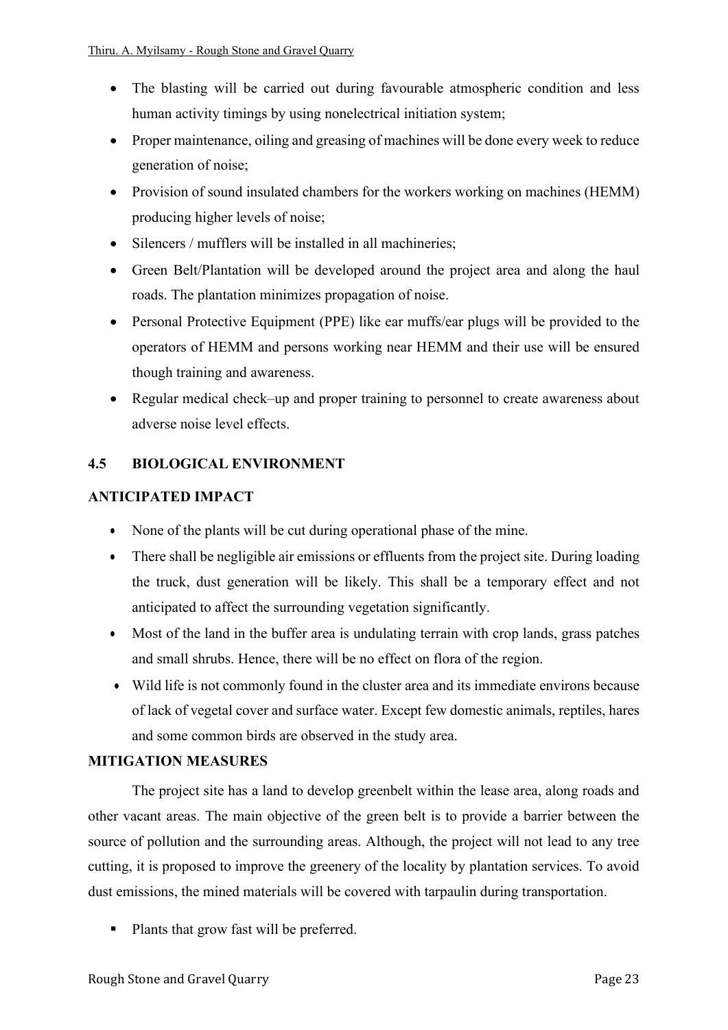- The blasting will be carried out during favourable atmospheric condition and less human activity timings by using nonelectrical initiation system;
- Proper maintenance, oiling and greasing of machines will be done every week to reduce generation of noise;
- Provision of sound insulated chambers for the workers working on machines (HEMM) producing higher levels of noise;
- Silencers / mufflers will be installed in all machineries;
- Green Belt/Plantation will be developed around the project area and along the haul roads. The plantation minimizes propagation of noise.
- Personal Protective Equipment (PPE) like ear muffs/ear plugs will be provided to the operators of HEMM and persons working near HEMM and their use will be ensured though training and awareness.
- Regular medical check–up and proper training to personnel to create awareness about adverse noise level effects.

## 4.5 BIOLOGICAL ENVIRONMENT

### ANTICIPATED IMPACT

- None of the plants will be cut during operational phase of the mine.
- There shall be negligible air emissions or effluents from the project site. During loading the truck, dust generation will be likely. This shall be a temporary effect and not anticipated to affect the surrounding vegetation significantly.
- Most of the land in the buffer area is undulating terrain with crop lands, grass patches and small shrubs. Hence, there will be no effect on flora of the region.
- Wild life is not commonly found in the cluster area and its immediate environs because of lack of vegetal cover and surface water. Except few domestic animals, reptiles, hares and some common birds are observed in the study area.

### MITIGATION MEASURES

The project site has a land to develop greenbelt within the lease area, along roads and other vacant areas. The main objective of the green belt is to provide a barrier between the source of pollution and the surrounding areas. Although, the project will not lead to any tree cutting, it is proposed to improve the greenery of the locality by plantation services. To avoid dust emissions, the mined materials will be covered with tarpaulin during transportation.

- Plants that grow fast will be preferred.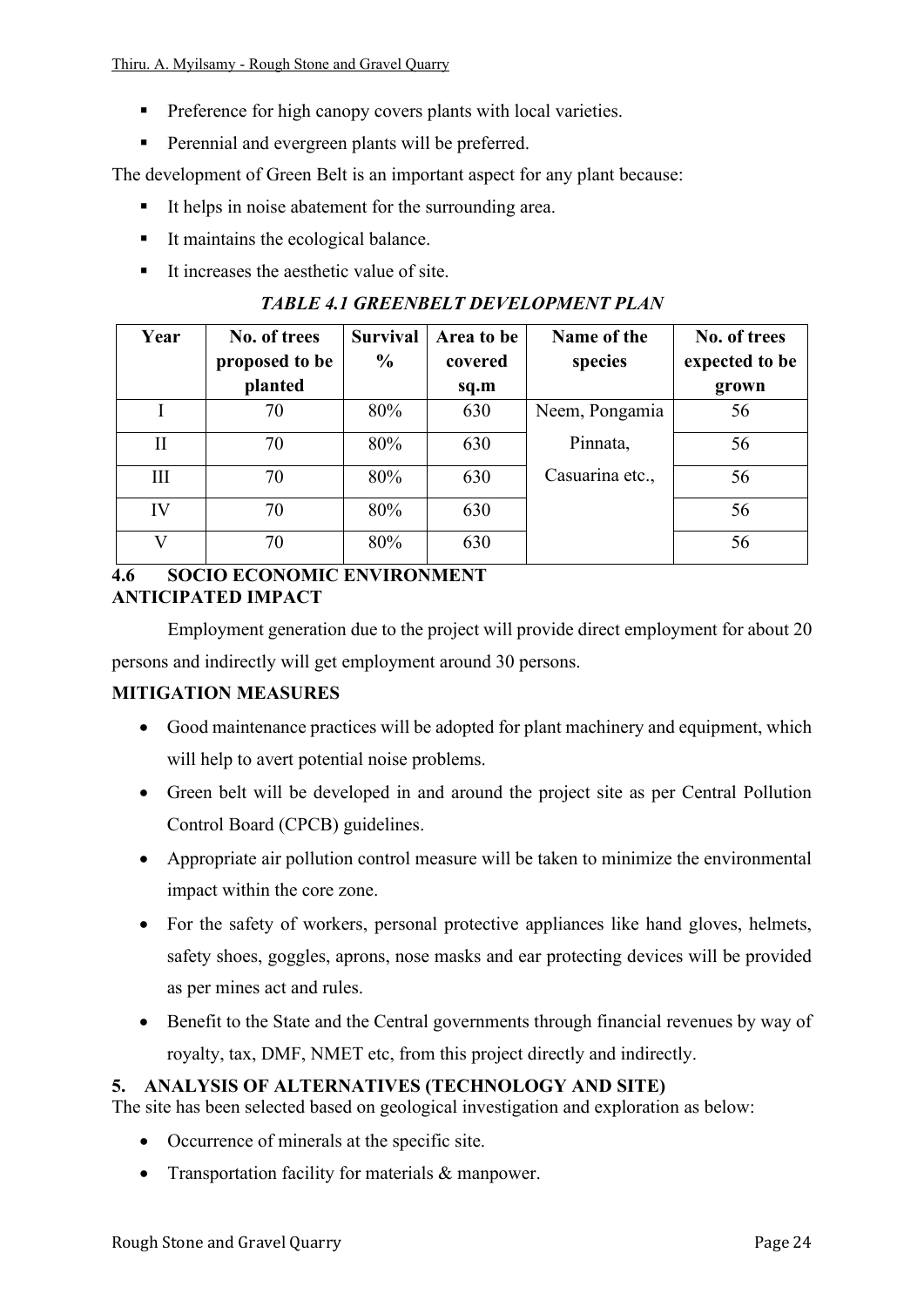- Preference for high canopy covers plants with local varieties.
- Perennial and evergreen plants will be preferred.

The development of Green Belt is an important aspect for any plant because:

- It helps in noise abatement for the surrounding area.
- It maintains the ecological balance.
- It increases the aesthetic value of site.

***TABLE 4.1 GREENBELT DEVELOPMENT PLAN***

| Year | No. of trees proposed to be planted | Survival % | Area to be covered sq.m | Name of the species | No. of trees expected to be grown |
|---|---|---|---|---|---|
| I | 70 | 80% | 630 | Neem, Pongamia Pinnata, Casuarina etc., | 56 |
| II | 70 | 80% | 630 | | 56 |
| III | 70 | 80% | 630 | | 56 |
| IV | 70 | 80% | 630 | | 56 |
| V | 70 | 80% | 630 | | 56 |

## 4.6 SOCIO ECONOMIC ENVIRONMENT

**ANTICIPATED IMPACT**

Employment generation due to the project will provide direct employment for about 20 persons and indirectly will get employment around 30 persons.

**MITIGATION MEASURES**

- Good maintenance practices will be adopted for plant machinery and equipment, which will help to avert potential noise problems.
- Green belt will be developed in and around the project site as per Central Pollution Control Board (CPCB) guidelines.
- Appropriate air pollution control measure will be taken to minimize the environmental impact within the core zone.
- For the safety of workers, personal protective appliances like hand gloves, helmets, safety shoes, goggles, aprons, nose masks and ear protecting devices will be provided as per mines act and rules.
- Benefit to the State and the Central governments through financial revenues by way of royalty, tax, DMF, NMET etc, from this project directly and indirectly.

## 5. ANALYSIS OF ALTERNATIVES (TECHNOLOGY AND SITE)

The site has been selected based on geological investigation and exploration as below:

- Occurrence of minerals at the specific site.
- Transportation facility for materials & manpower.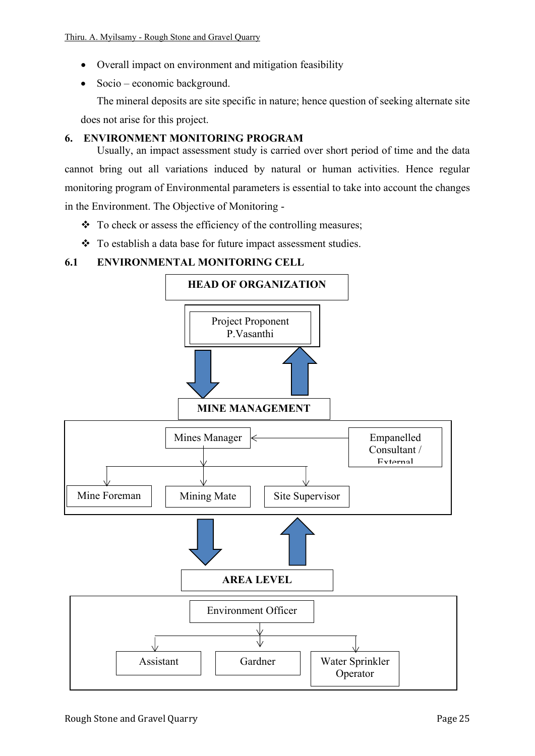- Overall impact on environment and mitigation feasibility
- Socio – economic background.

The mineral deposits are site specific in nature; hence question of seeking alternate site does not arise for this project.

## 6. ENVIRONMENT MONITORING PROGRAM

Usually, an impact assessment study is carried over short period of time and the data cannot bring out all variations induced by natural or human activities. Hence regular monitoring program of Environmental parameters is essential to take into account the changes in the Environment. The Objective of Monitoring -

- ❖ To check or assess the efficiency of the controlling measures;
- ❖ To establish a data base for future impact assessment studies.

### 6.1 ENVIRONMENTAL MONITORING CELL

**HEAD OF ORGANIZATION**

Project Proponent
P.Vasanthi

**MINE MANAGEMENT**

Mines Manager ← Empanelled Consultant / External

- Mine Foreman
- Mining Mate
- Site Supervisor

**AREA LEVEL**

Environment Officer

- Assistant
- Gardner
- Water Sprinkler Operator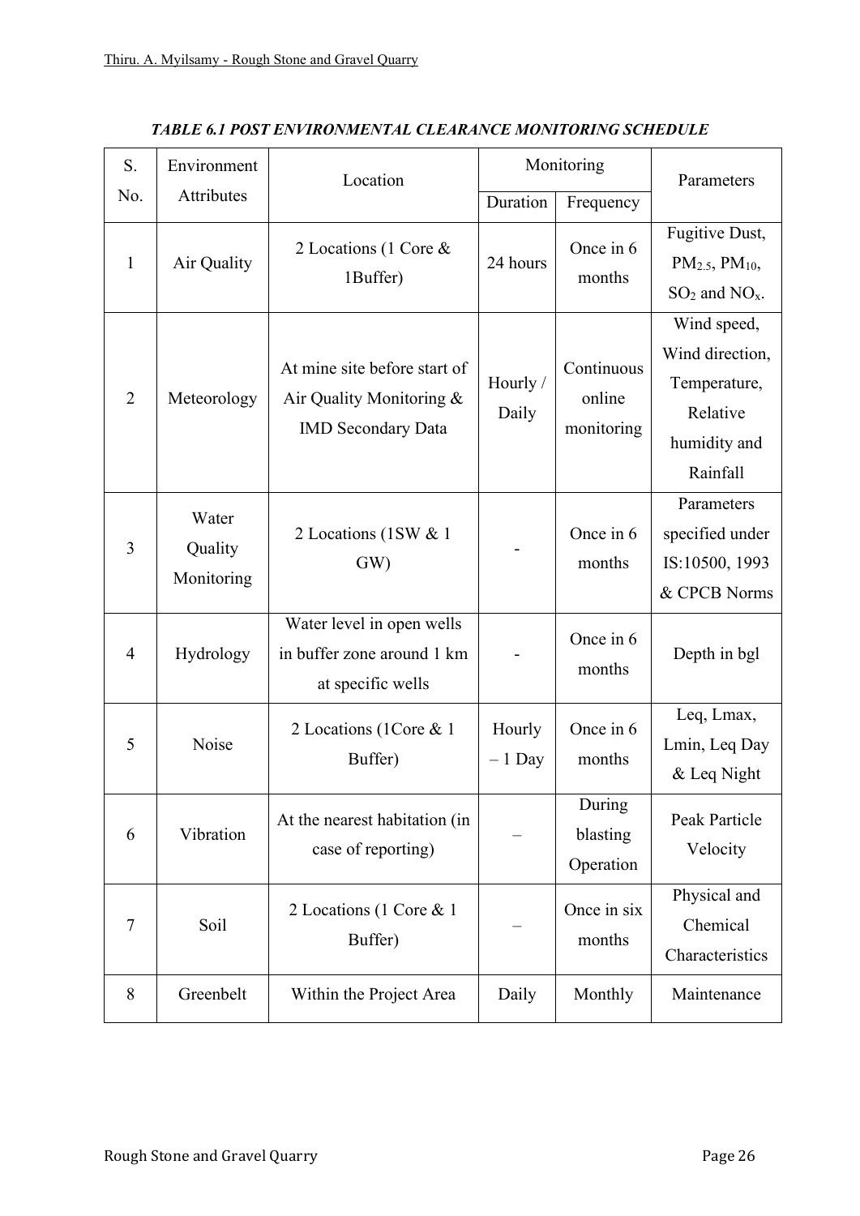***TABLE 6.1 POST ENVIRONMENTAL CLEARANCE MONITORING SCHEDULE***

| S. No. | Environment Attributes | Location | Monitoring | | Parameters |
|---|---|---|---|---|---|
| | | | Duration | Frequency | |
| 1 | Air Quality | 2 Locations (1 Core & 1Buffer) | 24 hours | Once in 6 months | Fugitive Dust, $PM_{2.5}$, $PM_{10}$, $SO_2$ and $NO_x$. |
| 2 | Meteorology | At mine site before start of Air Quality Monitoring & IMD Secondary Data | Hourly / Daily | Continuous online monitoring | Wind speed, Wind direction, Temperature, Relative humidity and Rainfall |
| 3 | Water Quality Monitoring | 2 Locations (1SW & 1 GW) | - | Once in 6 months | Parameters specified under IS:10500, 1993 & CPCB Norms |
| 4 | Hydrology | Water level in open wells in buffer zone around 1 km at specific wells | - | Once in 6 months | Depth in bgl |
| 5 | Noise | 2 Locations (1Core & 1 Buffer) | Hourly – 1 Day | Once in 6 months | Leq, Lmax, Lmin, Leq Day & Leq Night |
| 6 | Vibration | At the nearest habitation (in case of reporting) | – | During blasting Operation | Peak Particle Velocity |
| 7 | Soil | 2 Locations (1 Core & 1 Buffer) | – | Once in six months | Physical and Chemical Characteristics |
| 8 | Greenbelt | Within the Project Area | Daily | Monthly | Maintenance |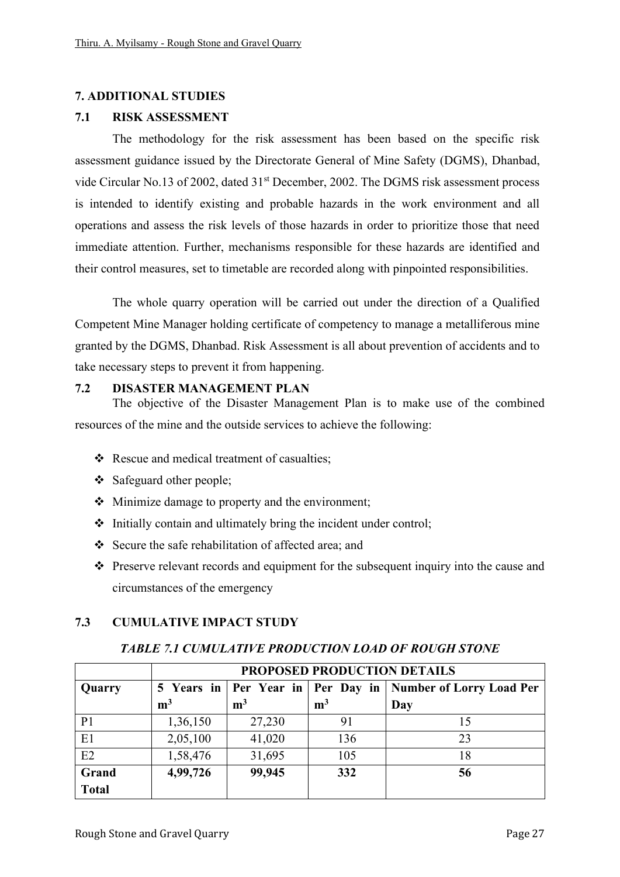## 7. ADDITIONAL STUDIES

### 7.1 RISK ASSESSMENT

The methodology for the risk assessment has been based on the specific risk assessment guidance issued by the Directorate General of Mine Safety (DGMS), Dhanbad, vide Circular No.13 of 2002, dated 31st December, 2002. The DGMS risk assessment process is intended to identify existing and probable hazards in the work environment and all operations and assess the risk levels of those hazards in order to prioritize those that need immediate attention. Further, mechanisms responsible for these hazards are identified and their control measures, set to timetable are recorded along with pinpointed responsibilities.

The whole quarry operation will be carried out under the direction of a Qualified Competent Mine Manager holding certificate of competency to manage a metalliferous mine granted by the DGMS, Dhanbad. Risk Assessment is all about prevention of accidents and to take necessary steps to prevent it from happening.

### 7.2 DISASTER MANAGEMENT PLAN

The objective of the Disaster Management Plan is to make use of the combined resources of the mine and the outside services to achieve the following:

- Rescue and medical treatment of casualties;
- Safeguard other people;
- Minimize damage to property and the environment;
- Initially contain and ultimately bring the incident under control;
- Secure the safe rehabilitation of affected area; and
- Preserve relevant records and equipment for the subsequent inquiry into the cause and circumstances of the emergency

### 7.3 CUMULATIVE IMPACT STUDY

***TABLE 7.1 CUMULATIVE PRODUCTION LOAD OF ROUGH STONE***

| | **PROPOSED PRODUCTION DETAILS** | | | |
|---|---|---|---|---|
| **Quarry** | **5 Years in $m^3$** | **Per Year in $m^3$** | **Per Day in $m^3$** | **Number of Lorry Load Per Day** |
| P1 | 1,36,150 | 27,230 | 91 | 15 |
| E1 | 2,05,100 | 41,020 | 136 | 23 |
| E2 | 1,58,476 | 31,695 | 105 | 18 |
| **Grand Total** | **4,99,726** | **99,945** | **332** | **56** |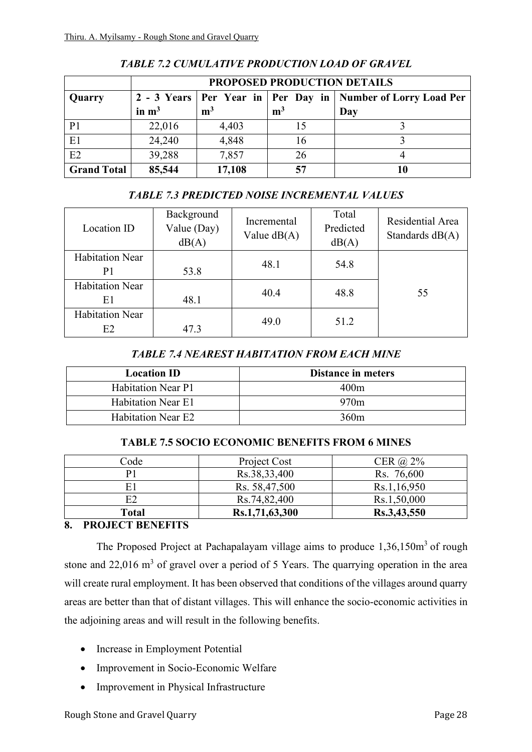*TABLE 7.2 CUMULATIVE PRODUCTION LOAD OF GRAVEL*

| | PROPOSED PRODUCTION DETAILS | | | |
|---|---|---|---|---|
| **Quarry** | **2 - 3 Years in $m^3$** | **Per Year in $m^3$** | **Per Day in $m^3$** | **Number of Lorry Load Per Day** |
| P1 | 22,016 | 4,403 | 15 | 3 |
| E1 | 24,240 | 4,848 | 16 | 3 |
| E2 | 39,288 | 7,857 | 26 | 4 |
| **Grand Total** | **85,544** | **17,108** | **57** | **10** |

*TABLE 7.3 PREDICTED NOISE INCREMENTAL VALUES*

| Location ID | Background Value (Day) dB(A) | Incremental Value dB(A) | Total Predicted dB(A) | Residential Area Standards dB(A) |
|---|---|---|---|---|
| Habitation Near P1 | 53.8 | 48.1 | 54.8 | 55 |
| Habitation Near E1 | 48.1 | 40.4 | 48.8 | |
| Habitation Near E2 | 47.3 | 49.0 | 51.2 | |

*TABLE 7.4 NEAREST HABITATION FROM EACH MINE*

| Location ID | Distance in meters |
|---|---|
| Habitation Near P1 | 400m |
| Habitation Near E1 | 970m |
| Habitation Near E2 | 360m |

**TABLE 7.5 SOCIO ECONOMIC BENEFITS FROM 6 MINES**

| Code | Project Cost | CER @ 2% |
|---|---|---|
| P1 | Rs.38,33,400 | Rs. 76,600 |
| E1 | Rs. 58,47,500 | Rs.1,16,950 |
| E2 | Rs.74,82,400 | Rs.1,50,000 |
| **Total** | **Rs.1,71,63,300** | **Rs.3,43,550** |

## 8. PROJECT BENEFITS

The Proposed Project at Pachapalayam village aims to produce 1,36,150$m^3$ of rough stone and 22,016 $m^3$ of gravel over a period of 5 Years. The quarrying operation in the area will create rural employment. It has been observed that conditions of the villages around quarry areas are better than that of distant villages. This will enhance the socio-economic activities in the adjoining areas and will result in the following benefits.

- Increase in Employment Potential
- Improvement in Socio-Economic Welfare
- Improvement in Physical Infrastructure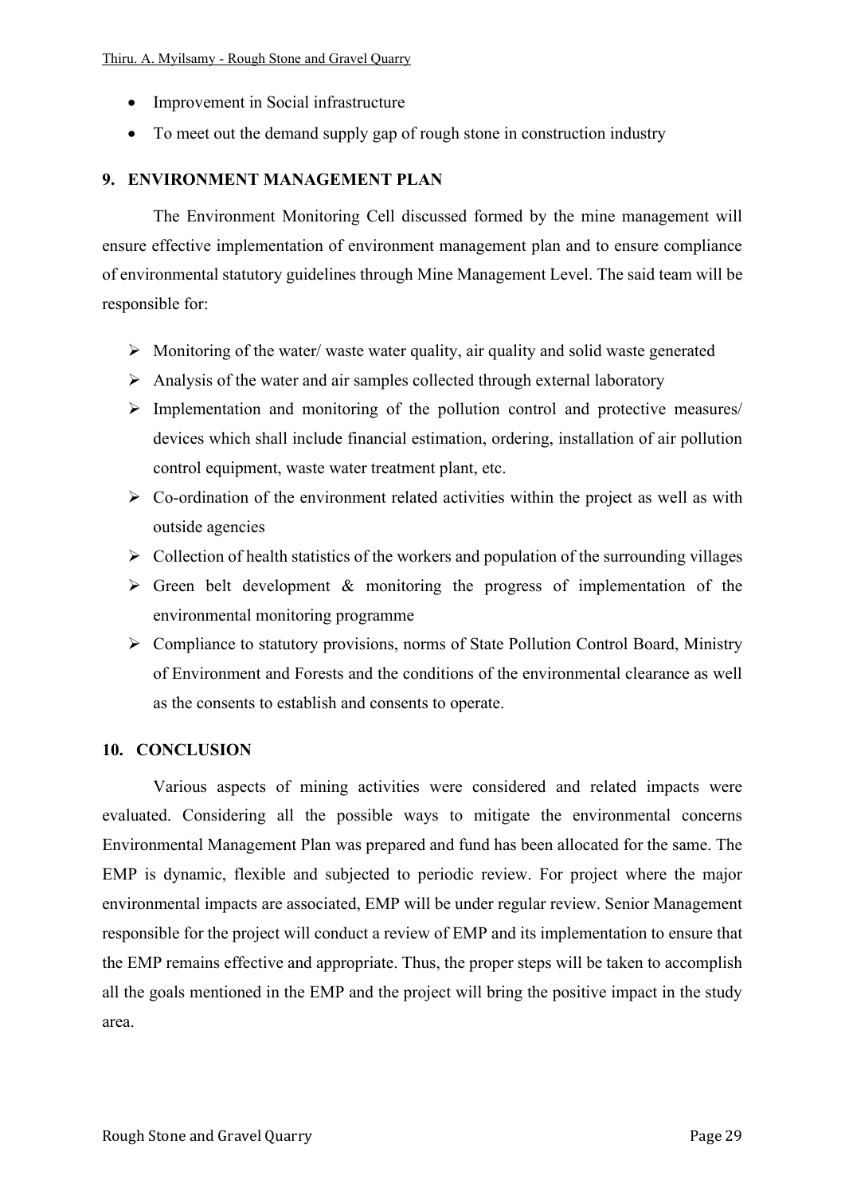- Improvement in Social infrastructure
- To meet out the demand supply gap of rough stone in construction industry

## 9. ENVIRONMENT MANAGEMENT PLAN

The Environment Monitoring Cell discussed formed by the mine management will ensure effective implementation of environment management plan and to ensure compliance of environmental statutory guidelines through Mine Management Level. The said team will be responsible for:

- Monitoring of the water/ waste water quality, air quality and solid waste generated
- Analysis of the water and air samples collected through external laboratory
- Implementation and monitoring of the pollution control and protective measures/ devices which shall include financial estimation, ordering, installation of air pollution control equipment, waste water treatment plant, etc.
- Co-ordination of the environment related activities within the project as well as with outside agencies
- Collection of health statistics of the workers and population of the surrounding villages
- Green belt development & monitoring the progress of implementation of the environmental monitoring programme
- Compliance to statutory provisions, norms of State Pollution Control Board, Ministry of Environment and Forests and the conditions of the environmental clearance as well as the consents to establish and consents to operate.

## 10. CONCLUSION

Various aspects of mining activities were considered and related impacts were evaluated. Considering all the possible ways to mitigate the environmental concerns Environmental Management Plan was prepared and fund has been allocated for the same. The EMP is dynamic, flexible and subjected to periodic review. For project where the major environmental impacts are associated, EMP will be under regular review. Senior Management responsible for the project will conduct a review of EMP and its implementation to ensure that the EMP remains effective and appropriate. Thus, the proper steps will be taken to accomplish all the goals mentioned in the EMP and the project will bring the positive impact in the study area.